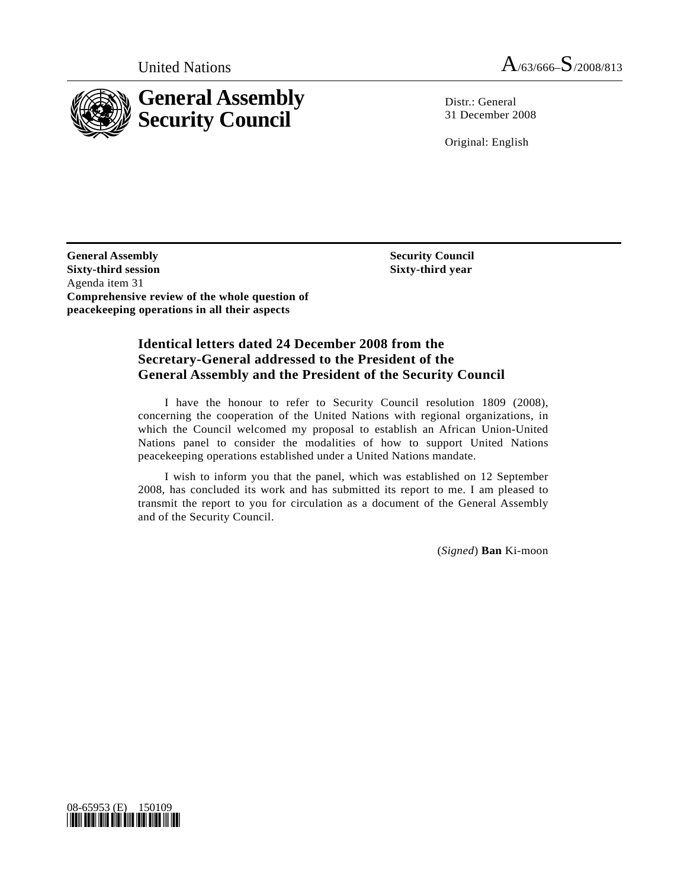United Nations A/63/666–S/2008/813

# General Assembly Security Council

Distr.: General
31 December 2008

Original: English

**General Assembly**
**Sixty-third session**
Agenda item 31
**Comprehensive review of the whole question of peacekeeping operations in all their aspects**

**Security Council**
**Sixty-third year**

## Identical letters dated 24 December 2008 from the Secretary-General addressed to the President of the General Assembly and the President of the Security Council

I have the honour to refer to Security Council resolution 1809 (2008), concerning the cooperation of the United Nations with regional organizations, in which the Council welcomed my proposal to establish an African Union-United Nations panel to consider the modalities of how to support United Nations peacekeeping operations established under a United Nations mandate.

I wish to inform you that the panel, which was established on 12 September 2008, has concluded its work and has submitted its report to me. I am pleased to transmit the report to you for circulation as a document of the General Assembly and of the Security Council.

(*Signed*) **Ban** Ki-moon

08-65953 (E) 150109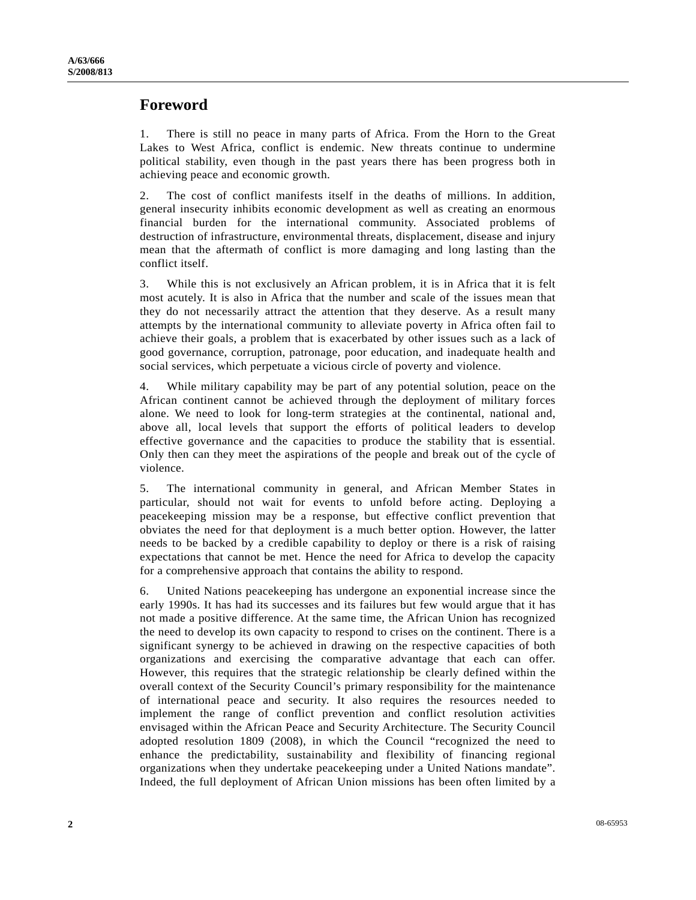# Foreword

1. There is still no peace in many parts of Africa. From the Horn to the Great Lakes to West Africa, conflict is endemic. New threats continue to undermine political stability, even though in the past years there has been progress both in achieving peace and economic growth.

2. The cost of conflict manifests itself in the deaths of millions. In addition, general insecurity inhibits economic development as well as creating an enormous financial burden for the international community. Associated problems of destruction of infrastructure, environmental threats, displacement, disease and injury mean that the aftermath of conflict is more damaging and long lasting than the conflict itself.

3. While this is not exclusively an African problem, it is in Africa that it is felt most acutely. It is also in Africa that the number and scale of the issues mean that they do not necessarily attract the attention that they deserve. As a result many attempts by the international community to alleviate poverty in Africa often fail to achieve their goals, a problem that is exacerbated by other issues such as a lack of good governance, corruption, patronage, poor education, and inadequate health and social services, which perpetuate a vicious circle of poverty and violence.

4. While military capability may be part of any potential solution, peace on the African continent cannot be achieved through the deployment of military forces alone. We need to look for long-term strategies at the continental, national and, above all, local levels that support the efforts of political leaders to develop effective governance and the capacities to produce the stability that is essential. Only then can they meet the aspirations of the people and break out of the cycle of violence.

5. The international community in general, and African Member States in particular, should not wait for events to unfold before acting. Deploying a peacekeeping mission may be a response, but effective conflict prevention that obviates the need for that deployment is a much better option. However, the latter needs to be backed by a credible capability to deploy or there is a risk of raising expectations that cannot be met. Hence the need for Africa to develop the capacity for a comprehensive approach that contains the ability to respond.

6. United Nations peacekeeping has undergone an exponential increase since the early 1990s. It has had its successes and its failures but few would argue that it has not made a positive difference. At the same time, the African Union has recognized the need to develop its own capacity to respond to crises on the continent. There is a significant synergy to be achieved in drawing on the respective capacities of both organizations and exercising the comparative advantage that each can offer. However, this requires that the strategic relationship be clearly defined within the overall context of the Security Council's primary responsibility for the maintenance of international peace and security. It also requires the resources needed to implement the range of conflict prevention and conflict resolution activities envisaged within the African Peace and Security Architecture. The Security Council adopted resolution 1809 (2008), in which the Council "recognized the need to enhance the predictability, sustainability and flexibility of financing regional organizations when they undertake peacekeeping under a United Nations mandate". Indeed, the full deployment of African Union missions has been often limited by a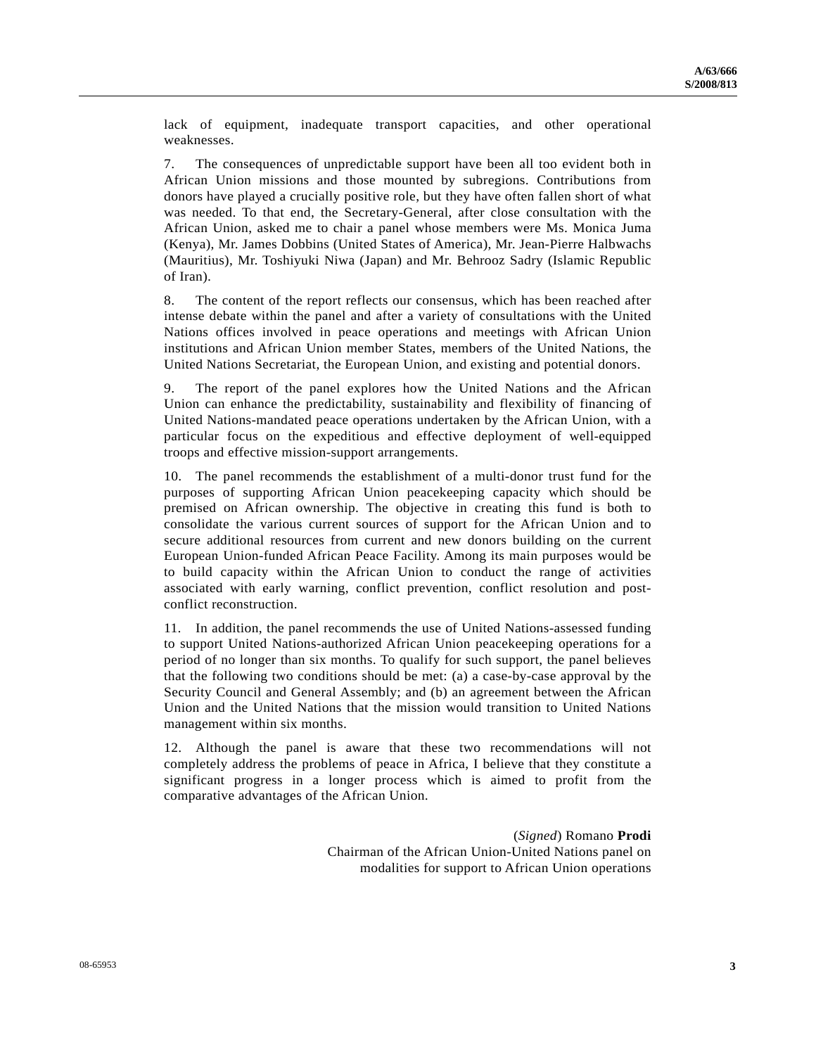lack of equipment, inadequate transport capacities, and other operational weaknesses.

7. The consequences of unpredictable support have been all too evident both in African Union missions and those mounted by subregions. Contributions from donors have played a crucially positive role, but they have often fallen short of what was needed. To that end, the Secretary-General, after close consultation with the African Union, asked me to chair a panel whose members were Ms. Monica Juma (Kenya), Mr. James Dobbins (United States of America), Mr. Jean-Pierre Halbwachs (Mauritius), Mr. Toshiyuki Niwa (Japan) and Mr. Behrooz Sadry (Islamic Republic of Iran).

8. The content of the report reflects our consensus, which has been reached after intense debate within the panel and after a variety of consultations with the United Nations offices involved in peace operations and meetings with African Union institutions and African Union member States, members of the United Nations, the United Nations Secretariat, the European Union, and existing and potential donors.

9. The report of the panel explores how the United Nations and the African Union can enhance the predictability, sustainability and flexibility of financing of United Nations-mandated peace operations undertaken by the African Union, with a particular focus on the expeditious and effective deployment of well-equipped troops and effective mission-support arrangements.

10. The panel recommends the establishment of a multi-donor trust fund for the purposes of supporting African Union peacekeeping capacity which should be premised on African ownership. The objective in creating this fund is both to consolidate the various current sources of support for the African Union and to secure additional resources from current and new donors building on the current European Union-funded African Peace Facility. Among its main purposes would be to build capacity within the African Union to conduct the range of activities associated with early warning, conflict prevention, conflict resolution and post-conflict reconstruction.

11. In addition, the panel recommends the use of United Nations-assessed funding to support United Nations-authorized African Union peacekeeping operations for a period of no longer than six months. To qualify for such support, the panel believes that the following two conditions should be met: (a) a case-by-case approval by the Security Council and General Assembly; and (b) an agreement between the African Union and the United Nations that the mission would transition to United Nations management within six months.

12. Although the panel is aware that these two recommendations will not completely address the problems of peace in Africa, I believe that they constitute a significant progress in a longer process which is aimed to profit from the comparative advantages of the African Union.

(*Signed*) Romano **Prodi**
Chairman of the African Union-United Nations panel on modalities for support to African Union operations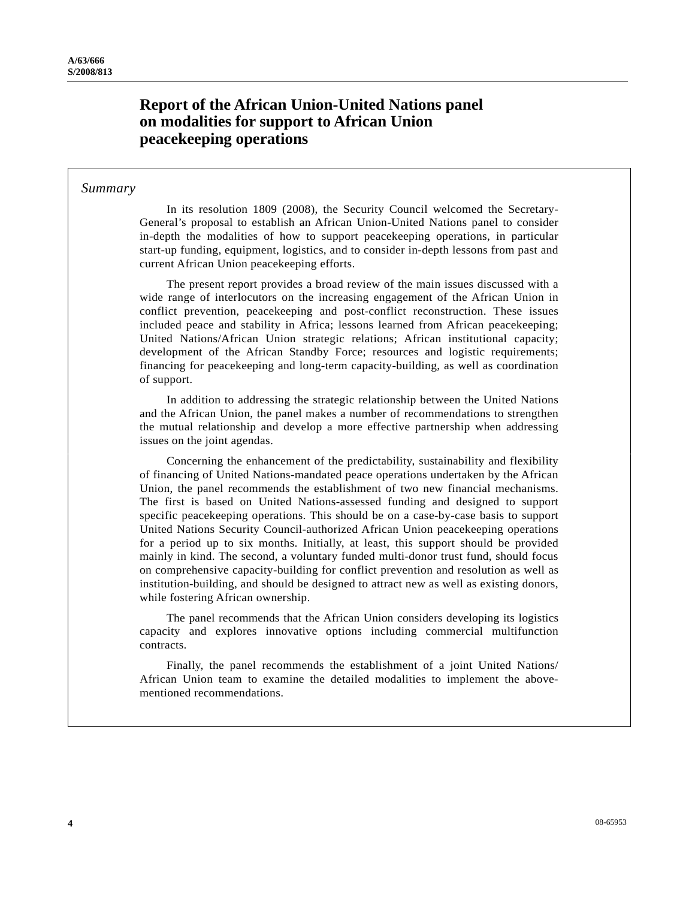# Report of the African Union-United Nations panel on modalities for support to African Union peacekeeping operations

*Summary*

In its resolution 1809 (2008), the Security Council welcomed the Secretary-General's proposal to establish an African Union-United Nations panel to consider in-depth the modalities of how to support peacekeeping operations, in particular start-up funding, equipment, logistics, and to consider in-depth lessons from past and current African Union peacekeeping efforts.

The present report provides a broad review of the main issues discussed with a wide range of interlocutors on the increasing engagement of the African Union in conflict prevention, peacekeeping and post-conflict reconstruction. These issues included peace and stability in Africa; lessons learned from African peacekeeping; United Nations/African Union strategic relations; African institutional capacity; development of the African Standby Force; resources and logistic requirements; financing for peacekeeping and long-term capacity-building, as well as coordination of support.

In addition to addressing the strategic relationship between the United Nations and the African Union, the panel makes a number of recommendations to strengthen the mutual relationship and develop a more effective partnership when addressing issues on the joint agendas.

Concerning the enhancement of the predictability, sustainability and flexibility of financing of United Nations-mandated peace operations undertaken by the African Union, the panel recommends the establishment of two new financial mechanisms. The first is based on United Nations-assessed funding and designed to support specific peacekeeping operations. This should be on a case-by-case basis to support United Nations Security Council-authorized African Union peacekeeping operations for a period up to six months. Initially, at least, this support should be provided mainly in kind. The second, a voluntary funded multi-donor trust fund, should focus on comprehensive capacity-building for conflict prevention and resolution as well as institution-building, and should be designed to attract new as well as existing donors, while fostering African ownership.

The panel recommends that the African Union considers developing its logistics capacity and explores innovative options including commercial multifunction contracts.

Finally, the panel recommends the establishment of a joint United Nations/African Union team to examine the detailed modalities to implement the above-mentioned recommendations.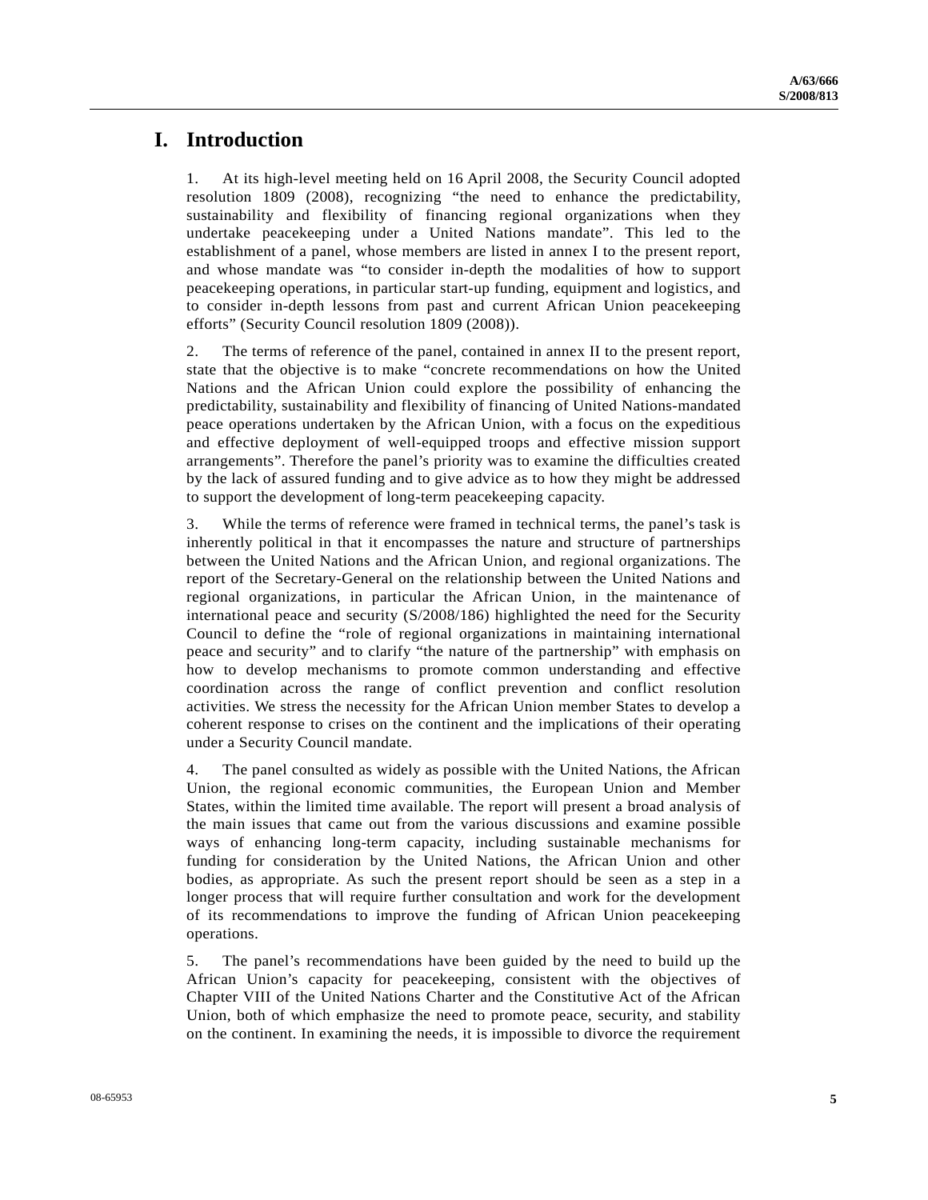# I. Introduction

1. At its high-level meeting held on 16 April 2008, the Security Council adopted resolution 1809 (2008), recognizing "the need to enhance the predictability, sustainability and flexibility of financing regional organizations when they undertake peacekeeping under a United Nations mandate". This led to the establishment of a panel, whose members are listed in annex I to the present report, and whose mandate was "to consider in-depth the modalities of how to support peacekeeping operations, in particular start-up funding, equipment and logistics, and to consider in-depth lessons from past and current African Union peacekeeping efforts" (Security Council resolution 1809 (2008)).

2. The terms of reference of the panel, contained in annex II to the present report, state that the objective is to make "concrete recommendations on how the United Nations and the African Union could explore the possibility of enhancing the predictability, sustainability and flexibility of financing of United Nations-mandated peace operations undertaken by the African Union, with a focus on the expeditious and effective deployment of well-equipped troops and effective mission support arrangements". Therefore the panel's priority was to examine the difficulties created by the lack of assured funding and to give advice as to how they might be addressed to support the development of long-term peacekeeping capacity.

3. While the terms of reference were framed in technical terms, the panel's task is inherently political in that it encompasses the nature and structure of partnerships between the United Nations and the African Union, and regional organizations. The report of the Secretary-General on the relationship between the United Nations and regional organizations, in particular the African Union, in the maintenance of international peace and security (S/2008/186) highlighted the need for the Security Council to define the "role of regional organizations in maintaining international peace and security" and to clarify "the nature of the partnership" with emphasis on how to develop mechanisms to promote common understanding and effective coordination across the range of conflict prevention and conflict resolution activities. We stress the necessity for the African Union member States to develop a coherent response to crises on the continent and the implications of their operating under a Security Council mandate.

4. The panel consulted as widely as possible with the United Nations, the African Union, the regional economic communities, the European Union and Member States, within the limited time available. The report will present a broad analysis of the main issues that came out from the various discussions and examine possible ways of enhancing long-term capacity, including sustainable mechanisms for funding for consideration by the United Nations, the African Union and other bodies, as appropriate. As such the present report should be seen as a step in a longer process that will require further consultation and work for the development of its recommendations to improve the funding of African Union peacekeeping operations.

5. The panel's recommendations have been guided by the need to build up the African Union's capacity for peacekeeping, consistent with the objectives of Chapter VIII of the United Nations Charter and the Constitutive Act of the African Union, both of which emphasize the need to promote peace, security, and stability on the continent. In examining the needs, it is impossible to divorce the requirement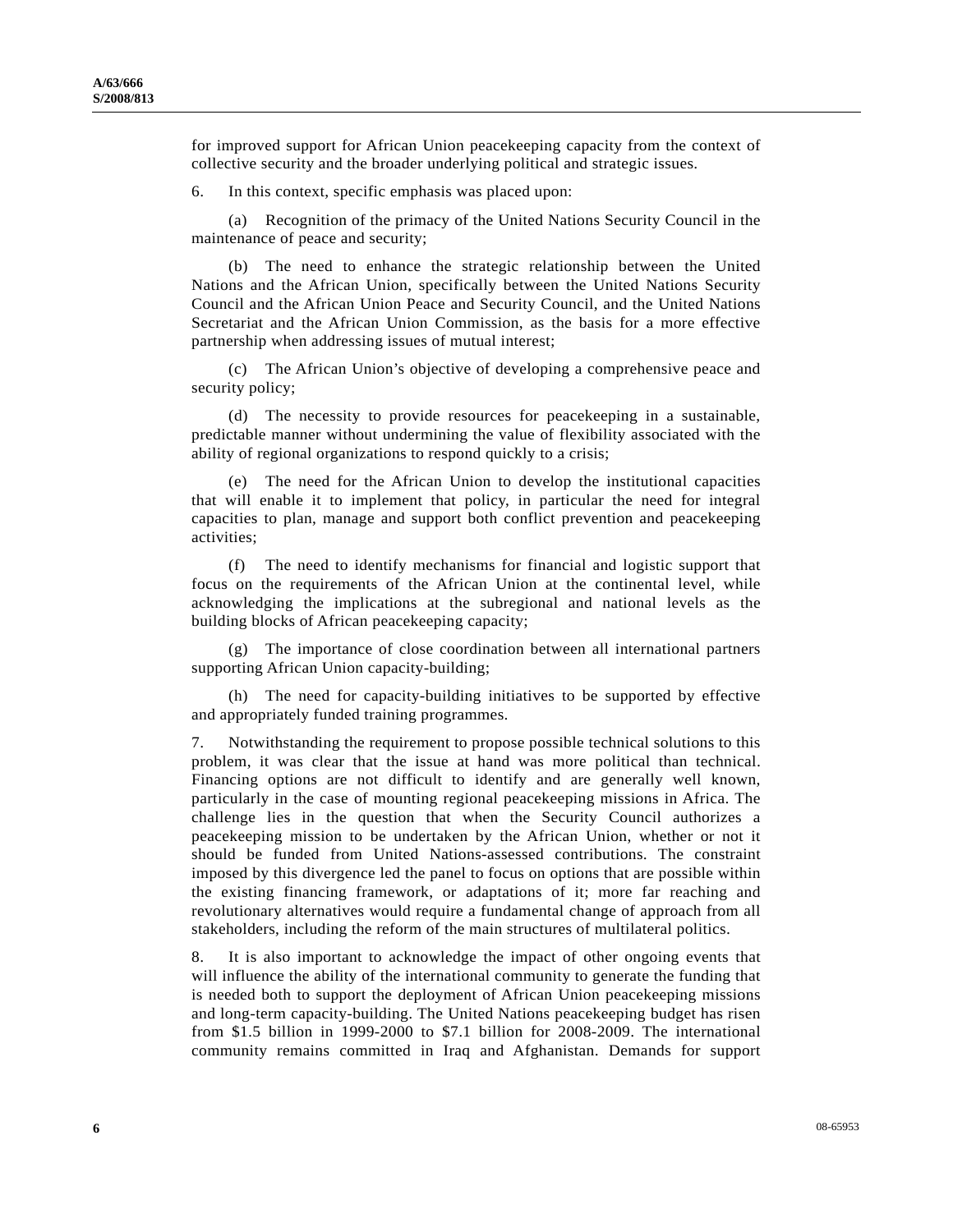for improved support for African Union peacekeeping capacity from the context of collective security and the broader underlying political and strategic issues.

6. In this context, specific emphasis was placed upon:

(a) Recognition of the primacy of the United Nations Security Council in the maintenance of peace and security;

(b) The need to enhance the strategic relationship between the United Nations and the African Union, specifically between the United Nations Security Council and the African Union Peace and Security Council, and the United Nations Secretariat and the African Union Commission, as the basis for a more effective partnership when addressing issues of mutual interest;

(c) The African Union's objective of developing a comprehensive peace and security policy;

(d) The necessity to provide resources for peacekeeping in a sustainable, predictable manner without undermining the value of flexibility associated with the ability of regional organizations to respond quickly to a crisis;

(e) The need for the African Union to develop the institutional capacities that will enable it to implement that policy, in particular the need for integral capacities to plan, manage and support both conflict prevention and peacekeeping activities;

(f) The need to identify mechanisms for financial and logistic support that focus on the requirements of the African Union at the continental level, while acknowledging the implications at the subregional and national levels as the building blocks of African peacekeeping capacity;

(g) The importance of close coordination between all international partners supporting African Union capacity-building;

(h) The need for capacity-building initiatives to be supported by effective and appropriately funded training programmes.

7. Notwithstanding the requirement to propose possible technical solutions to this problem, it was clear that the issue at hand was more political than technical. Financing options are not difficult to identify and are generally well known, particularly in the case of mounting regional peacekeeping missions in Africa. The challenge lies in the question that when the Security Council authorizes a peacekeeping mission to be undertaken by the African Union, whether or not it should be funded from United Nations-assessed contributions. The constraint imposed by this divergence led the panel to focus on options that are possible within the existing financing framework, or adaptations of it; more far reaching and revolutionary alternatives would require a fundamental change of approach from all stakeholders, including the reform of the main structures of multilateral politics.

8. It is also important to acknowledge the impact of other ongoing events that will influence the ability of the international community to generate the funding that is needed both to support the deployment of African Union peacekeeping missions and long-term capacity-building. The United Nations peacekeeping budget has risen from \$1.5 billion in 1999-2000 to \$7.1 billion for 2008-2009. The international community remains committed in Iraq and Afghanistan. Demands for support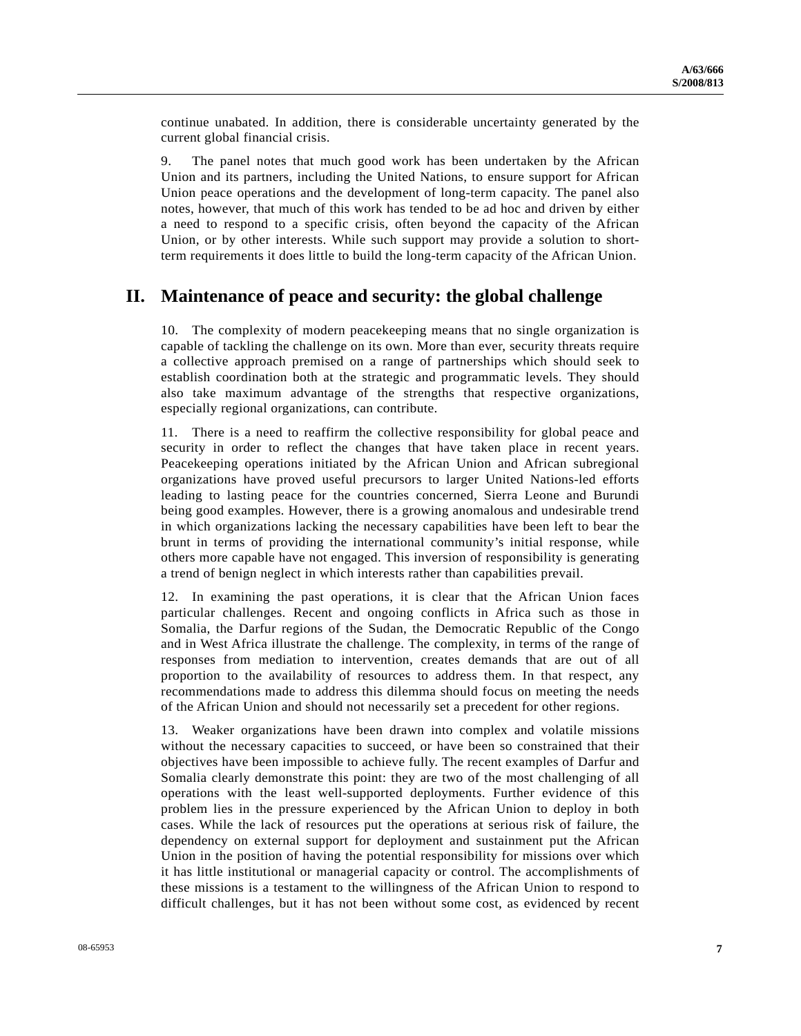continue unabated. In addition, there is considerable uncertainty generated by the current global financial crisis.

9. The panel notes that much good work has been undertaken by the African Union and its partners, including the United Nations, to ensure support for African Union peace operations and the development of long-term capacity. The panel also notes, however, that much of this work has tended to be ad hoc and driven by either a need to respond to a specific crisis, often beyond the capacity of the African Union, or by other interests. While such support may provide a solution to short-term requirements it does little to build the long-term capacity of the African Union.

## II. Maintenance of peace and security: the global challenge

10. The complexity of modern peacekeeping means that no single organization is capable of tackling the challenge on its own. More than ever, security threats require a collective approach premised on a range of partnerships which should seek to establish coordination both at the strategic and programmatic levels. They should also take maximum advantage of the strengths that respective organizations, especially regional organizations, can contribute.

11. There is a need to reaffirm the collective responsibility for global peace and security in order to reflect the changes that have taken place in recent years. Peacekeeping operations initiated by the African Union and African subregional organizations have proved useful precursors to larger United Nations-led efforts leading to lasting peace for the countries concerned, Sierra Leone and Burundi being good examples. However, there is a growing anomalous and undesirable trend in which organizations lacking the necessary capabilities have been left to bear the brunt in terms of providing the international community's initial response, while others more capable have not engaged. This inversion of responsibility is generating a trend of benign neglect in which interests rather than capabilities prevail.

12. In examining the past operations, it is clear that the African Union faces particular challenges. Recent and ongoing conflicts in Africa such as those in Somalia, the Darfur regions of the Sudan, the Democratic Republic of the Congo and in West Africa illustrate the challenge. The complexity, in terms of the range of responses from mediation to intervention, creates demands that are out of all proportion to the availability of resources to address them. In that respect, any recommendations made to address this dilemma should focus on meeting the needs of the African Union and should not necessarily set a precedent for other regions.

13. Weaker organizations have been drawn into complex and volatile missions without the necessary capacities to succeed, or have been so constrained that their objectives have been impossible to achieve fully. The recent examples of Darfur and Somalia clearly demonstrate this point: they are two of the most challenging of all operations with the least well-supported deployments. Further evidence of this problem lies in the pressure experienced by the African Union to deploy in both cases. While the lack of resources put the operations at serious risk of failure, the dependency on external support for deployment and sustainment put the African Union in the position of having the potential responsibility for missions over which it has little institutional or managerial capacity or control. The accomplishments of these missions is a testament to the willingness of the African Union to respond to difficult challenges, but it has not been without some cost, as evidenced by recent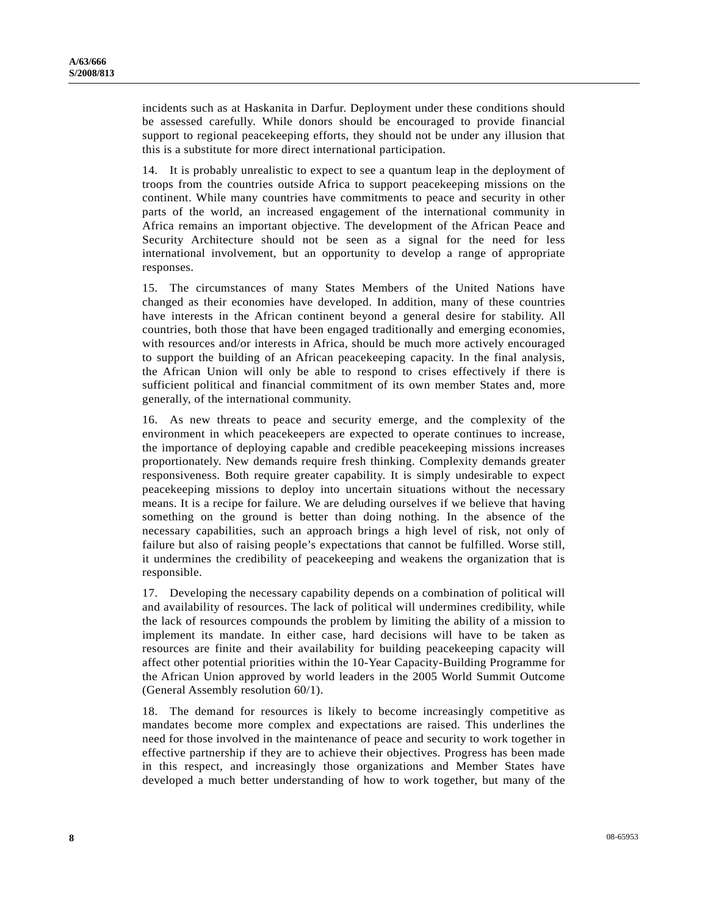incidents such as at Haskanita in Darfur. Deployment under these conditions should be assessed carefully. While donors should be encouraged to provide financial support to regional peacekeeping efforts, they should not be under any illusion that this is a substitute for more direct international participation.

14. It is probably unrealistic to expect to see a quantum leap in the deployment of troops from the countries outside Africa to support peacekeeping missions on the continent. While many countries have commitments to peace and security in other parts of the world, an increased engagement of the international community in Africa remains an important objective. The development of the African Peace and Security Architecture should not be seen as a signal for the need for less international involvement, but an opportunity to develop a range of appropriate responses.

15. The circumstances of many States Members of the United Nations have changed as their economies have developed. In addition, many of these countries have interests in the African continent beyond a general desire for stability. All countries, both those that have been engaged traditionally and emerging economies, with resources and/or interests in Africa, should be much more actively encouraged to support the building of an African peacekeeping capacity. In the final analysis, the African Union will only be able to respond to crises effectively if there is sufficient political and financial commitment of its own member States and, more generally, of the international community.

16. As new threats to peace and security emerge, and the complexity of the environment in which peacekeepers are expected to operate continues to increase, the importance of deploying capable and credible peacekeeping missions increases proportionately. New demands require fresh thinking. Complexity demands greater responsiveness. Both require greater capability. It is simply undesirable to expect peacekeeping missions to deploy into uncertain situations without the necessary means. It is a recipe for failure. We are deluding ourselves if we believe that having something on the ground is better than doing nothing. In the absence of the necessary capabilities, such an approach brings a high level of risk, not only of failure but also of raising people's expectations that cannot be fulfilled. Worse still, it undermines the credibility of peacekeeping and weakens the organization that is responsible.

17. Developing the necessary capability depends on a combination of political will and availability of resources. The lack of political will undermines credibility, while the lack of resources compounds the problem by limiting the ability of a mission to implement its mandate. In either case, hard decisions will have to be taken as resources are finite and their availability for building peacekeeping capacity will affect other potential priorities within the 10-Year Capacity-Building Programme for the African Union approved by world leaders in the 2005 World Summit Outcome (General Assembly resolution 60/1).

18. The demand for resources is likely to become increasingly competitive as mandates become more complex and expectations are raised. This underlines the need for those involved in the maintenance of peace and security to work together in effective partnership if they are to achieve their objectives. Progress has been made in this respect, and increasingly those organizations and Member States have developed a much better understanding of how to work together, but many of the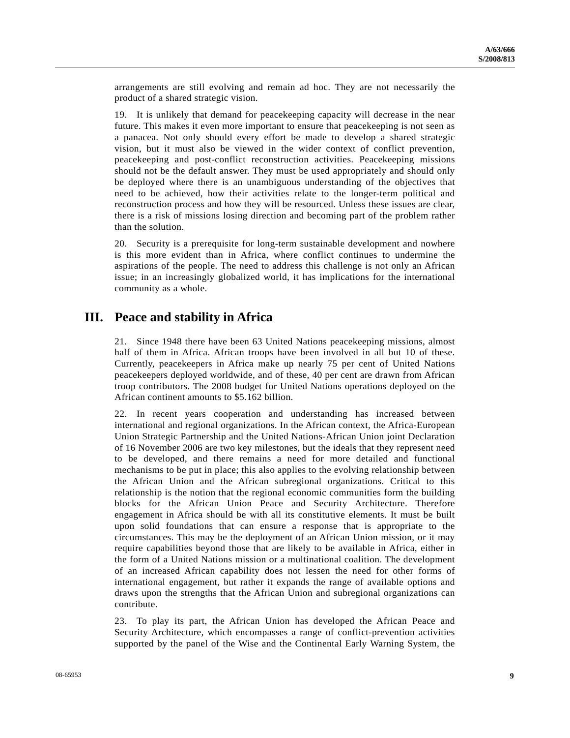arrangements are still evolving and remain ad hoc. They are not necessarily the product of a shared strategic vision.

19. It is unlikely that demand for peacekeeping capacity will decrease in the near future. This makes it even more important to ensure that peacekeeping is not seen as a panacea. Not only should every effort be made to develop a shared strategic vision, but it must also be viewed in the wider context of conflict prevention, peacekeeping and post-conflict reconstruction activities. Peacekeeping missions should not be the default answer. They must be used appropriately and should only be deployed where there is an unambiguous understanding of the objectives that need to be achieved, how their activities relate to the longer-term political and reconstruction process and how they will be resourced. Unless these issues are clear, there is a risk of missions losing direction and becoming part of the problem rather than the solution.

20. Security is a prerequisite for long-term sustainable development and nowhere is this more evident than in Africa, where conflict continues to undermine the aspirations of the people. The need to address this challenge is not only an African issue; in an increasingly globalized world, it has implications for the international community as a whole.

## III. Peace and stability in Africa

21. Since 1948 there have been 63 United Nations peacekeeping missions, almost half of them in Africa. African troops have been involved in all but 10 of these. Currently, peacekeepers in Africa make up nearly 75 per cent of United Nations peacekeepers deployed worldwide, and of these, 40 per cent are drawn from African troop contributors. The 2008 budget for United Nations operations deployed on the African continent amounts to $5.162 billion.

22. In recent years cooperation and understanding has increased between international and regional organizations. In the African context, the Africa-European Union Strategic Partnership and the United Nations-African Union joint Declaration of 16 November 2006 are two key milestones, but the ideals that they represent need to be developed, and there remains a need for more detailed and functional mechanisms to be put in place; this also applies to the evolving relationship between the African Union and the African subregional organizations. Critical to this relationship is the notion that the regional economic communities form the building blocks for the African Union Peace and Security Architecture. Therefore engagement in Africa should be with all its constitutive elements. It must be built upon solid foundations that can ensure a response that is appropriate to the circumstances. This may be the deployment of an African Union mission, or it may require capabilities beyond those that are likely to be available in Africa, either in the form of a United Nations mission or a multinational coalition. The development of an increased African capability does not lessen the need for other forms of international engagement, but rather it expands the range of available options and draws upon the strengths that the African Union and subregional organizations can contribute.

23. To play its part, the African Union has developed the African Peace and Security Architecture, which encompasses a range of conflict-prevention activities supported by the panel of the Wise and the Continental Early Warning System, the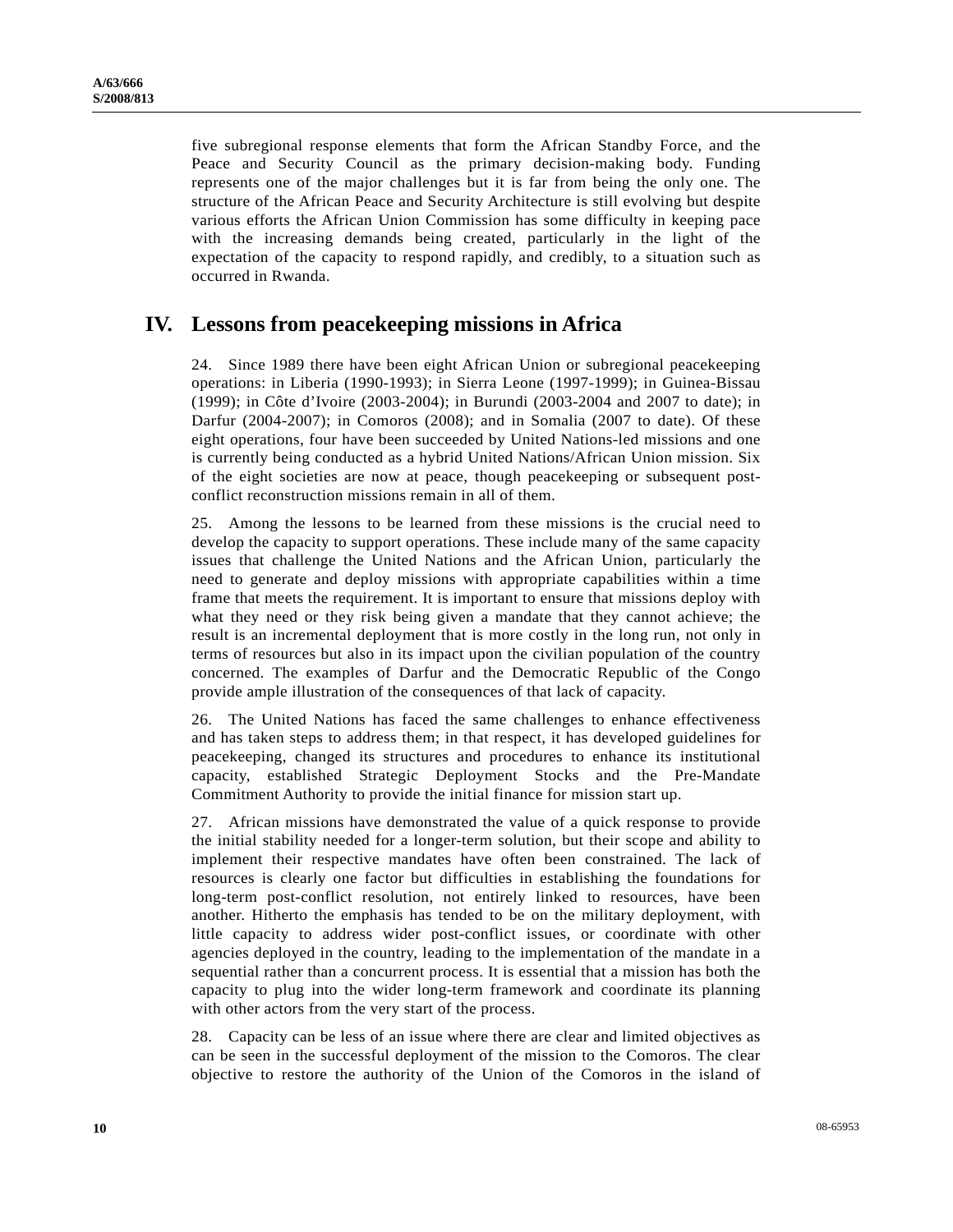five subregional response elements that form the African Standby Force, and the Peace and Security Council as the primary decision-making body. Funding represents one of the major challenges but it is far from being the only one. The structure of the African Peace and Security Architecture is still evolving but despite various efforts the African Union Commission has some difficulty in keeping pace with the increasing demands being created, particularly in the light of the expectation of the capacity to respond rapidly, and credibly, to a situation such as occurred in Rwanda.

## IV. Lessons from peacekeeping missions in Africa

24. Since 1989 there have been eight African Union or subregional peacekeeping operations: in Liberia (1990-1993); in Sierra Leone (1997-1999); in Guinea-Bissau (1999); in Côte d'Ivoire (2003-2004); in Burundi (2003-2004 and 2007 to date); in Darfur (2004-2007); in Comoros (2008); and in Somalia (2007 to date). Of these eight operations, four have been succeeded by United Nations-led missions and one is currently being conducted as a hybrid United Nations/African Union mission. Six of the eight societies are now at peace, though peacekeeping or subsequent post-conflict reconstruction missions remain in all of them.

25. Among the lessons to be learned from these missions is the crucial need to develop the capacity to support operations. These include many of the same capacity issues that challenge the United Nations and the African Union, particularly the need to generate and deploy missions with appropriate capabilities within a time frame that meets the requirement. It is important to ensure that missions deploy with what they need or they risk being given a mandate that they cannot achieve; the result is an incremental deployment that is more costly in the long run, not only in terms of resources but also in its impact upon the civilian population of the country concerned. The examples of Darfur and the Democratic Republic of the Congo provide ample illustration of the consequences of that lack of capacity.

26. The United Nations has faced the same challenges to enhance effectiveness and has taken steps to address them; in that respect, it has developed guidelines for peacekeeping, changed its structures and procedures to enhance its institutional capacity, established Strategic Deployment Stocks and the Pre-Mandate Commitment Authority to provide the initial finance for mission start up.

27. African missions have demonstrated the value of a quick response to provide the initial stability needed for a longer-term solution, but their scope and ability to implement their respective mandates have often been constrained. The lack of resources is clearly one factor but difficulties in establishing the foundations for long-term post-conflict resolution, not entirely linked to resources, have been another. Hitherto the emphasis has tended to be on the military deployment, with little capacity to address wider post-conflict issues, or coordinate with other agencies deployed in the country, leading to the implementation of the mandate in a sequential rather than a concurrent process. It is essential that a mission has both the capacity to plug into the wider long-term framework and coordinate its planning with other actors from the very start of the process.

28. Capacity can be less of an issue where there are clear and limited objectives as can be seen in the successful deployment of the mission to the Comoros. The clear objective to restore the authority of the Union of the Comoros in the island of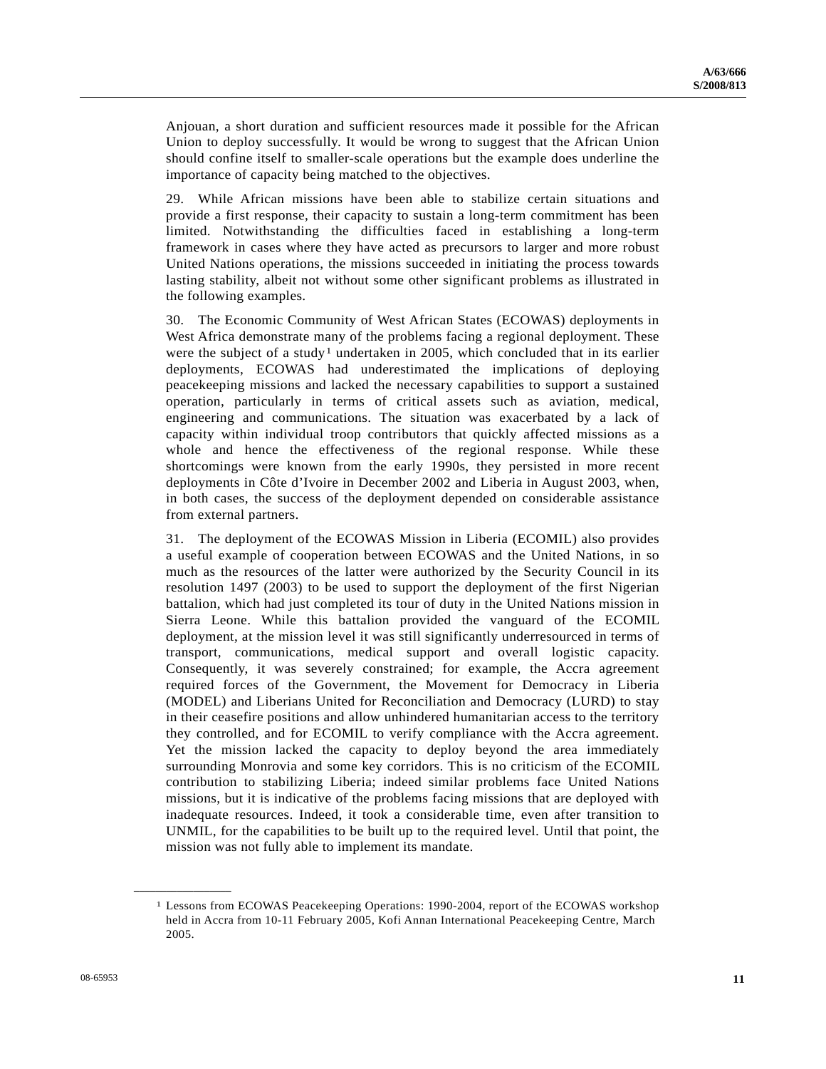Anjouan, a short duration and sufficient resources made it possible for the African Union to deploy successfully. It would be wrong to suggest that the African Union should confine itself to smaller-scale operations but the example does underline the importance of capacity being matched to the objectives.

29. While African missions have been able to stabilize certain situations and provide a first response, their capacity to sustain a long-term commitment has been limited. Notwithstanding the difficulties faced in establishing a long-term framework in cases where they have acted as precursors to larger and more robust United Nations operations, the missions succeeded in initiating the process towards lasting stability, albeit not without some other significant problems as illustrated in the following examples.

30. The Economic Community of West African States (ECOWAS) deployments in West Africa demonstrate many of the problems facing a regional deployment. These were the subject of a study[1] undertaken in 2005, which concluded that in its earlier deployments, ECOWAS had underestimated the implications of deploying peacekeeping missions and lacked the necessary capabilities to support a sustained operation, particularly in terms of critical assets such as aviation, medical, engineering and communications. The situation was exacerbated by a lack of capacity within individual troop contributors that quickly affected missions as a whole and hence the effectiveness of the regional response. While these shortcomings were known from the early 1990s, they persisted in more recent deployments in Côte d'Ivoire in December 2002 and Liberia in August 2003, when, in both cases, the success of the deployment depended on considerable assistance from external partners.

31. The deployment of the ECOWAS Mission in Liberia (ECOMIL) also provides a useful example of cooperation between ECOWAS and the United Nations, in so much as the resources of the latter were authorized by the Security Council in its resolution 1497 (2003) to be used to support the deployment of the first Nigerian battalion, which had just completed its tour of duty in the United Nations mission in Sierra Leone. While this battalion provided the vanguard of the ECOMIL deployment, at the mission level it was still significantly underresourced in terms of transport, communications, medical support and overall logistic capacity. Consequently, it was severely constrained; for example, the Accra agreement required forces of the Government, the Movement for Democracy in Liberia (MODEL) and Liberians United for Reconciliation and Democracy (LURD) to stay in their ceasefire positions and allow unhindered humanitarian access to the territory they controlled, and for ECOMIL to verify compliance with the Accra agreement. Yet the mission lacked the capacity to deploy beyond the area immediately surrounding Monrovia and some key corridors. This is no criticism of the ECOMIL contribution to stabilizing Liberia; indeed similar problems face United Nations missions, but it is indicative of the problems facing missions that are deployed with inadequate resources. Indeed, it took a considerable time, even after transition to UNMIL, for the capabilities to be built up to the required level. Until that point, the mission was not fully able to implement its mandate.

---

[1] Lessons from ECOWAS Peacekeeping Operations: 1990-2004, report of the ECOWAS workshop held in Accra from 10-11 February 2005, Kofi Annan International Peacekeeping Centre, March 2005.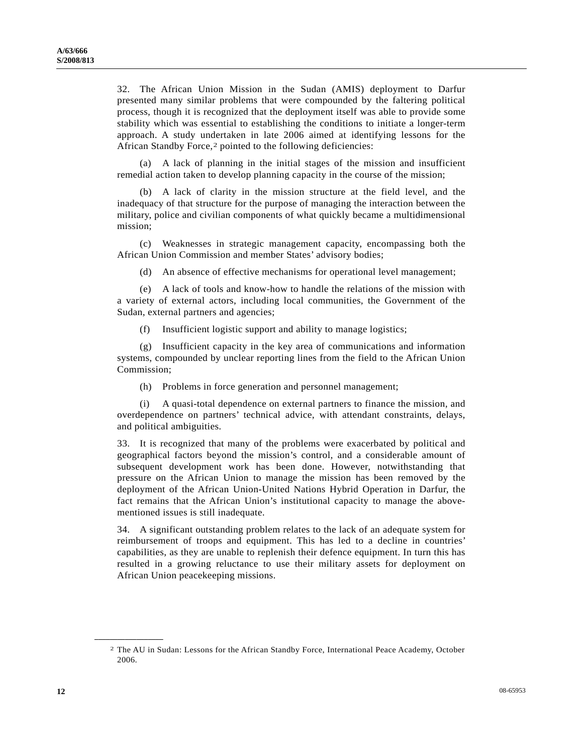32. The African Union Mission in the Sudan (AMIS) deployment to Darfur presented many similar problems that were compounded by the faltering political process, though it is recognized that the deployment itself was able to provide some stability which was essential to establishing the conditions to initiate a longer-term approach. A study undertaken in late 2006 aimed at identifying lessons for the African Standby Force,[2] pointed to the following deficiencies:

(a) A lack of planning in the initial stages of the mission and insufficient remedial action taken to develop planning capacity in the course of the mission;

(b) A lack of clarity in the mission structure at the field level, and the inadequacy of that structure for the purpose of managing the interaction between the military, police and civilian components of what quickly became a multidimensional mission;

(c) Weaknesses in strategic management capacity, encompassing both the African Union Commission and member States' advisory bodies;

(d) An absence of effective mechanisms for operational level management;

(e) A lack of tools and know-how to handle the relations of the mission with a variety of external actors, including local communities, the Government of the Sudan, external partners and agencies;

(f) Insufficient logistic support and ability to manage logistics;

(g) Insufficient capacity in the key area of communications and information systems, compounded by unclear reporting lines from the field to the African Union Commission;

(h) Problems in force generation and personnel management;

(i) A quasi-total dependence on external partners to finance the mission, and overdependence on partners' technical advice, with attendant constraints, delays, and political ambiguities.

33. It is recognized that many of the problems were exacerbated by political and geographical factors beyond the mission's control, and a considerable amount of subsequent development work has been done. However, notwithstanding that pressure on the African Union to manage the mission has been removed by the deployment of the African Union-United Nations Hybrid Operation in Darfur, the fact remains that the African Union's institutional capacity to manage the above-mentioned issues is still inadequate.

34. A significant outstanding problem relates to the lack of an adequate system for reimbursement of troops and equipment. This has led to a decline in countries' capabilities, as they are unable to replenish their defence equipment. In turn this has resulted in a growing reluctance to use their military assets for deployment on African Union peacekeeping missions.

---

[2] The AU in Sudan: Lessons for the African Standby Force, International Peace Academy, October 2006.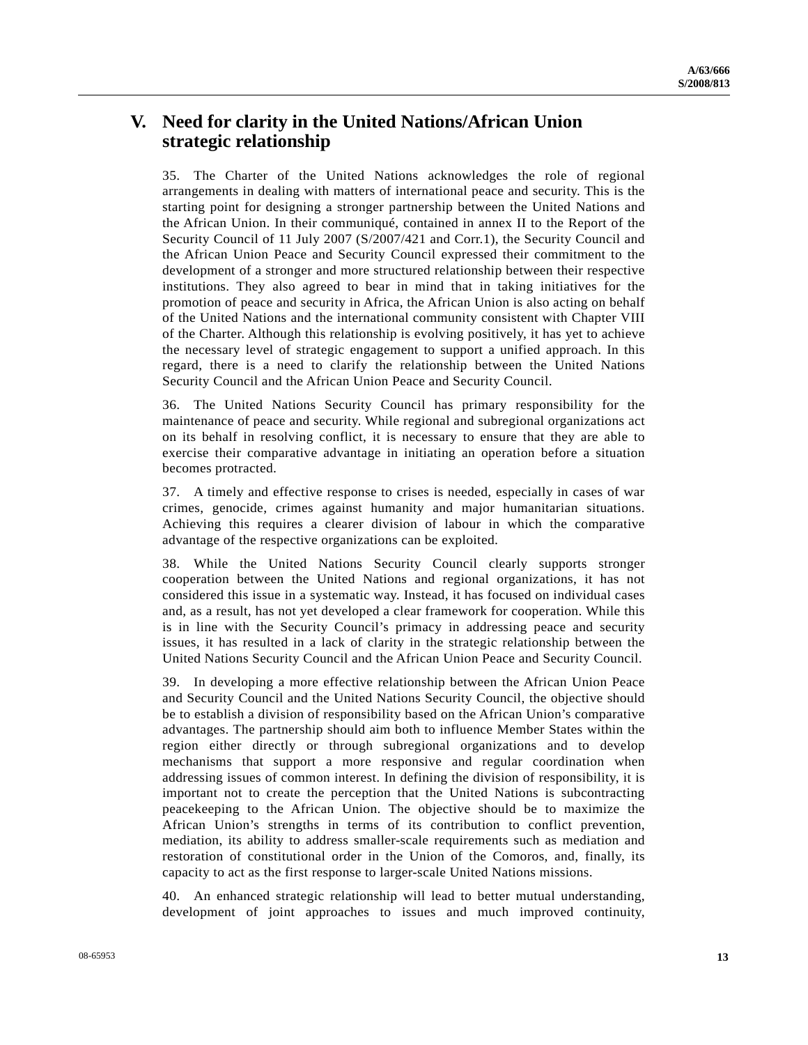## V. Need for clarity in the United Nations/African Union strategic relationship

35. The Charter of the United Nations acknowledges the role of regional arrangements in dealing with matters of international peace and security. This is the starting point for designing a stronger partnership between the United Nations and the African Union. In their communiqué, contained in annex II to the Report of the Security Council of 11 July 2007 (S/2007/421 and Corr.1), the Security Council and the African Union Peace and Security Council expressed their commitment to the development of a stronger and more structured relationship between their respective institutions. They also agreed to bear in mind that in taking initiatives for the promotion of peace and security in Africa, the African Union is also acting on behalf of the United Nations and the international community consistent with Chapter VIII of the Charter. Although this relationship is evolving positively, it has yet to achieve the necessary level of strategic engagement to support a unified approach. In this regard, there is a need to clarify the relationship between the United Nations Security Council and the African Union Peace and Security Council.

36. The United Nations Security Council has primary responsibility for the maintenance of peace and security. While regional and subregional organizations act on its behalf in resolving conflict, it is necessary to ensure that they are able to exercise their comparative advantage in initiating an operation before a situation becomes protracted.

37. A timely and effective response to crises is needed, especially in cases of war crimes, genocide, crimes against humanity and major humanitarian situations. Achieving this requires a clearer division of labour in which the comparative advantage of the respective organizations can be exploited.

38. While the United Nations Security Council clearly supports stronger cooperation between the United Nations and regional organizations, it has not considered this issue in a systematic way. Instead, it has focused on individual cases and, as a result, has not yet developed a clear framework for cooperation. While this is in line with the Security Council's primacy in addressing peace and security issues, it has resulted in a lack of clarity in the strategic relationship between the United Nations Security Council and the African Union Peace and Security Council.

39. In developing a more effective relationship between the African Union Peace and Security Council and the United Nations Security Council, the objective should be to establish a division of responsibility based on the African Union's comparative advantages. The partnership should aim both to influence Member States within the region either directly or through subregional organizations and to develop mechanisms that support a more responsive and regular coordination when addressing issues of common interest. In defining the division of responsibility, it is important not to create the perception that the United Nations is subcontracting peacekeeping to the African Union. The objective should be to maximize the African Union's strengths in terms of its contribution to conflict prevention, mediation, its ability to address smaller-scale requirements such as mediation and restoration of constitutional order in the Union of the Comoros, and, finally, its capacity to act as the first response to larger-scale United Nations missions.

40. An enhanced strategic relationship will lead to better mutual understanding, development of joint approaches to issues and much improved continuity,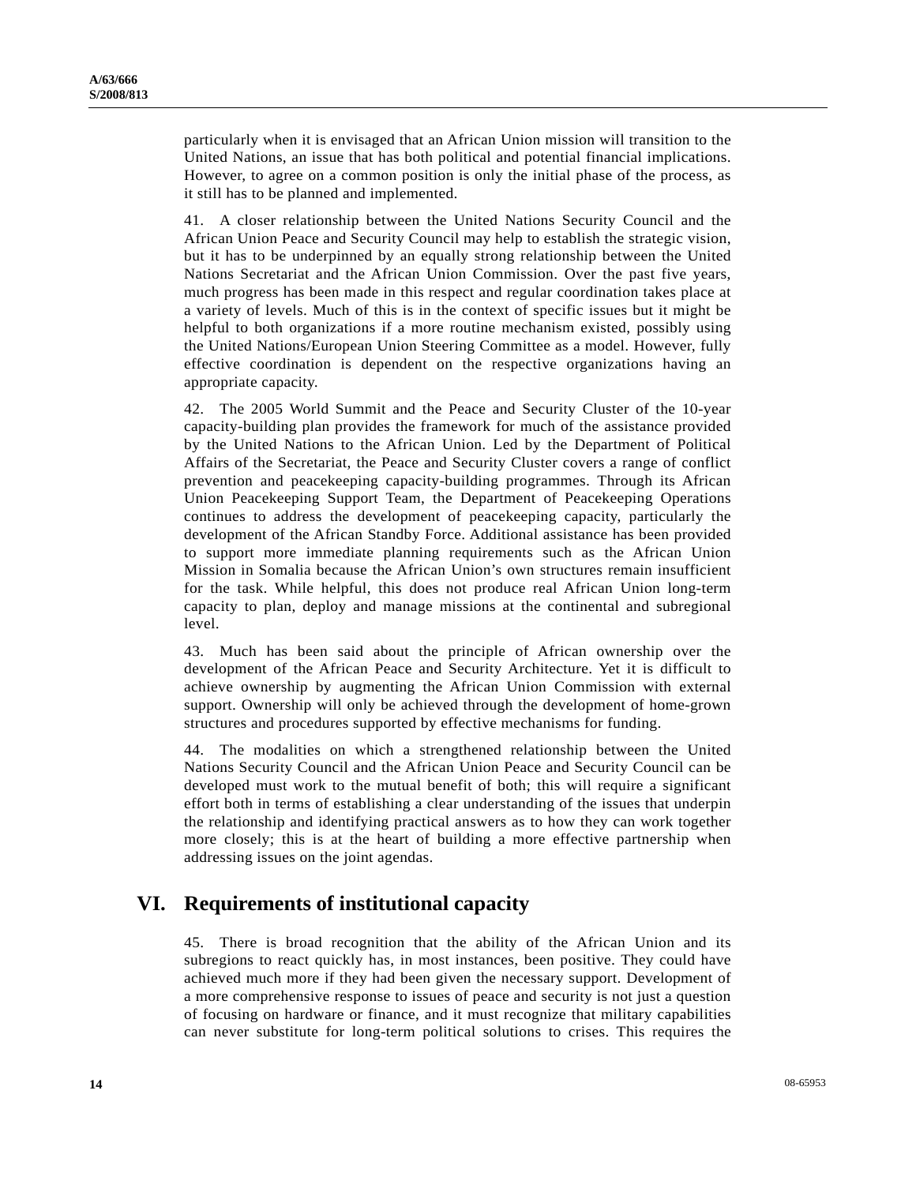particularly when it is envisaged that an African Union mission will transition to the United Nations, an issue that has both political and potential financial implications. However, to agree on a common position is only the initial phase of the process, as it still has to be planned and implemented.

41. A closer relationship between the United Nations Security Council and the African Union Peace and Security Council may help to establish the strategic vision, but it has to be underpinned by an equally strong relationship between the United Nations Secretariat and the African Union Commission. Over the past five years, much progress has been made in this respect and regular coordination takes place at a variety of levels. Much of this is in the context of specific issues but it might be helpful to both organizations if a more routine mechanism existed, possibly using the United Nations/European Union Steering Committee as a model. However, fully effective coordination is dependent on the respective organizations having an appropriate capacity.

42. The 2005 World Summit and the Peace and Security Cluster of the 10-year capacity-building plan provides the framework for much of the assistance provided by the United Nations to the African Union. Led by the Department of Political Affairs of the Secretariat, the Peace and Security Cluster covers a range of conflict prevention and peacekeeping capacity-building programmes. Through its African Union Peacekeeping Support Team, the Department of Peacekeeping Operations continues to address the development of peacekeeping capacity, particularly the development of the African Standby Force. Additional assistance has been provided to support more immediate planning requirements such as the African Union Mission in Somalia because the African Union's own structures remain insufficient for the task. While helpful, this does not produce real African Union long-term capacity to plan, deploy and manage missions at the continental and subregional level.

43. Much has been said about the principle of African ownership over the development of the African Peace and Security Architecture. Yet it is difficult to achieve ownership by augmenting the African Union Commission with external support. Ownership will only be achieved through the development of home-grown structures and procedures supported by effective mechanisms for funding.

44. The modalities on which a strengthened relationship between the United Nations Security Council and the African Union Peace and Security Council can be developed must work to the mutual benefit of both; this will require a significant effort both in terms of establishing a clear understanding of the issues that underpin the relationship and identifying practical answers as to how they can work together more closely; this is at the heart of building a more effective partnership when addressing issues on the joint agendas.

## VI. Requirements of institutional capacity

45. There is broad recognition that the ability of the African Union and its subregions to react quickly has, in most instances, been positive. They could have achieved much more if they had been given the necessary support. Development of a more comprehensive response to issues of peace and security is not just a question of focusing on hardware or finance, and it must recognize that military capabilities can never substitute for long-term political solutions to crises. This requires the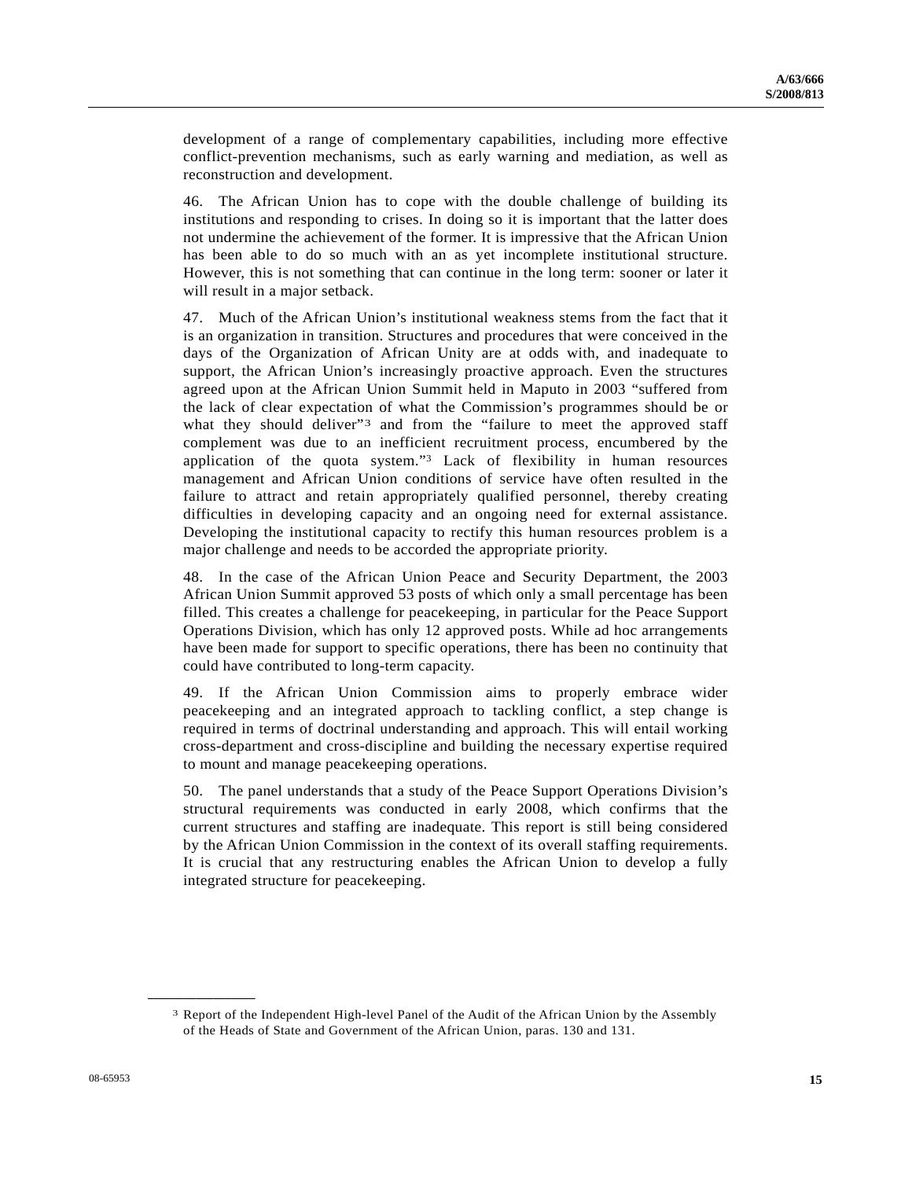development of a range of complementary capabilities, including more effective conflict-prevention mechanisms, such as early warning and mediation, as well as reconstruction and development.

46. The African Union has to cope with the double challenge of building its institutions and responding to crises. In doing so it is important that the latter does not undermine the achievement of the former. It is impressive that the African Union has been able to do so much with an as yet incomplete institutional structure. However, this is not something that can continue in the long term: sooner or later it will result in a major setback.

47. Much of the African Union's institutional weakness stems from the fact that it is an organization in transition. Structures and procedures that were conceived in the days of the Organization of African Unity are at odds with, and inadequate to support, the African Union's increasingly proactive approach. Even the structures agreed upon at the African Union Summit held in Maputo in 2003 "suffered from the lack of clear expectation of what the Commission's programmes should be or what they should deliver"[3] and from the "failure to meet the approved staff complement was due to an inefficient recruitment process, encumbered by the application of the quota system."[3] Lack of flexibility in human resources management and African Union conditions of service have often resulted in the failure to attract and retain appropriately qualified personnel, thereby creating difficulties in developing capacity and an ongoing need for external assistance. Developing the institutional capacity to rectify this human resources problem is a major challenge and needs to be accorded the appropriate priority.

48. In the case of the African Union Peace and Security Department, the 2003 African Union Summit approved 53 posts of which only a small percentage has been filled. This creates a challenge for peacekeeping, in particular for the Peace Support Operations Division, which has only 12 approved posts. While ad hoc arrangements have been made for support to specific operations, there has been no continuity that could have contributed to long-term capacity.

49. If the African Union Commission aims to properly embrace wider peacekeeping and an integrated approach to tackling conflict, a step change is required in terms of doctrinal understanding and approach. This will entail working cross-department and cross-discipline and building the necessary expertise required to mount and manage peacekeeping operations.

50. The panel understands that a study of the Peace Support Operations Division's structural requirements was conducted in early 2008, which confirms that the current structures and staffing are inadequate. This report is still being considered by the African Union Commission in the context of its overall staffing requirements. It is crucial that any restructuring enables the African Union to develop a fully integrated structure for peacekeeping.

---

[3] Report of the Independent High-level Panel of the Audit of the African Union by the Assembly of the Heads of State and Government of the African Union, paras. 130 and 131.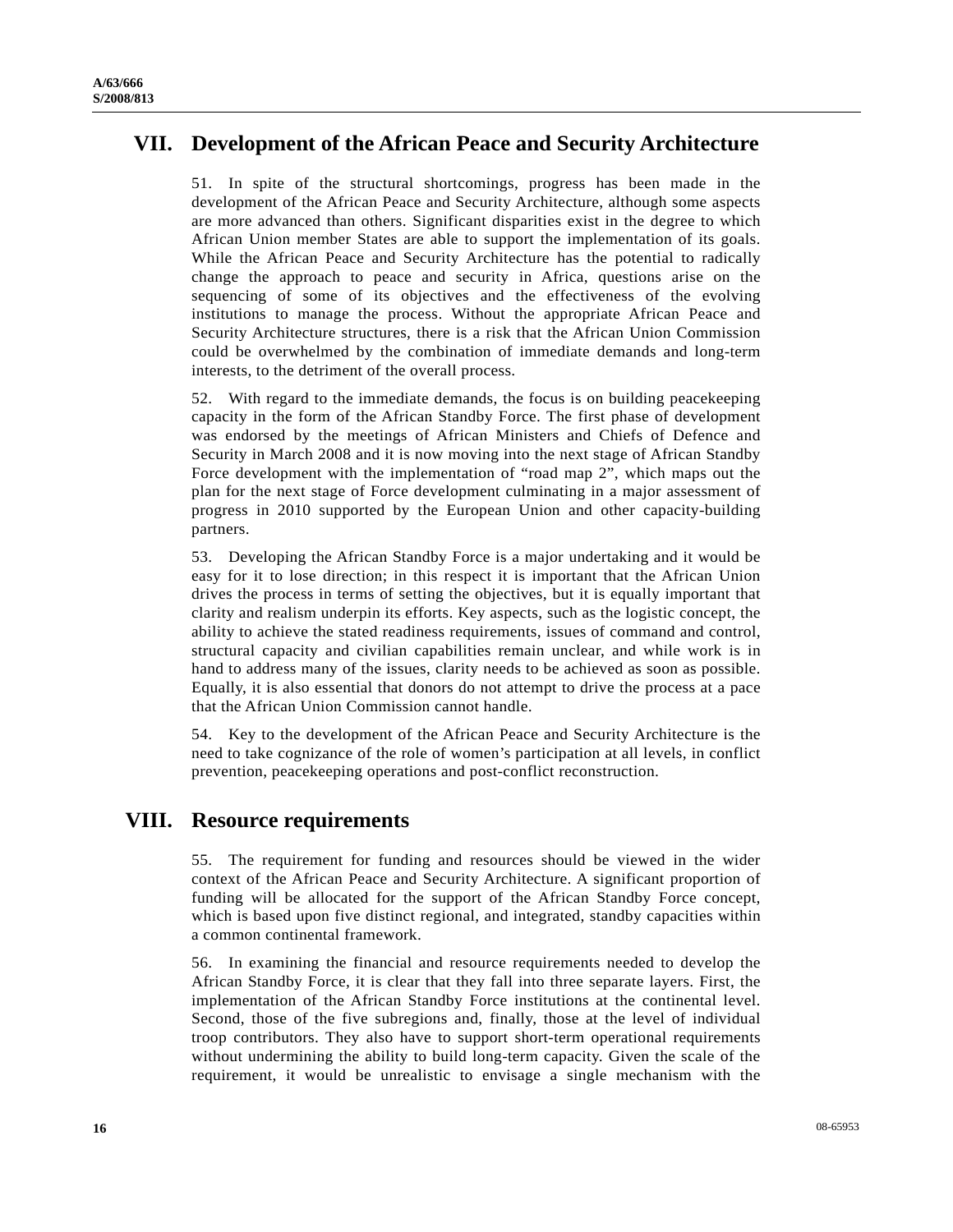## VII. Development of the African Peace and Security Architecture

51. In spite of the structural shortcomings, progress has been made in the development of the African Peace and Security Architecture, although some aspects are more advanced than others. Significant disparities exist in the degree to which African Union member States are able to support the implementation of its goals. While the African Peace and Security Architecture has the potential to radically change the approach to peace and security in Africa, questions arise on the sequencing of some of its objectives and the effectiveness of the evolving institutions to manage the process. Without the appropriate African Peace and Security Architecture structures, there is a risk that the African Union Commission could be overwhelmed by the combination of immediate demands and long-term interests, to the detriment of the overall process.

52. With regard to the immediate demands, the focus is on building peacekeeping capacity in the form of the African Standby Force. The first phase of development was endorsed by the meetings of African Ministers and Chiefs of Defence and Security in March 2008 and it is now moving into the next stage of African Standby Force development with the implementation of "road map 2", which maps out the plan for the next stage of Force development culminating in a major assessment of progress in 2010 supported by the European Union and other capacity-building partners.

53. Developing the African Standby Force is a major undertaking and it would be easy for it to lose direction; in this respect it is important that the African Union drives the process in terms of setting the objectives, but it is equally important that clarity and realism underpin its efforts. Key aspects, such as the logistic concept, the ability to achieve the stated readiness requirements, issues of command and control, structural capacity and civilian capabilities remain unclear, and while work is in hand to address many of the issues, clarity needs to be achieved as soon as possible. Equally, it is also essential that donors do not attempt to drive the process at a pace that the African Union Commission cannot handle.

54. Key to the development of the African Peace and Security Architecture is the need to take cognizance of the role of women's participation at all levels, in conflict prevention, peacekeeping operations and post-conflict reconstruction.

## VIII. Resource requirements

55. The requirement for funding and resources should be viewed in the wider context of the African Peace and Security Architecture. A significant proportion of funding will be allocated for the support of the African Standby Force concept, which is based upon five distinct regional, and integrated, standby capacities within a common continental framework.

56. In examining the financial and resource requirements needed to develop the African Standby Force, it is clear that they fall into three separate layers. First, the implementation of the African Standby Force institutions at the continental level. Second, those of the five subregions and, finally, those at the level of individual troop contributors. They also have to support short-term operational requirements without undermining the ability to build long-term capacity. Given the scale of the requirement, it would be unrealistic to envisage a single mechanism with the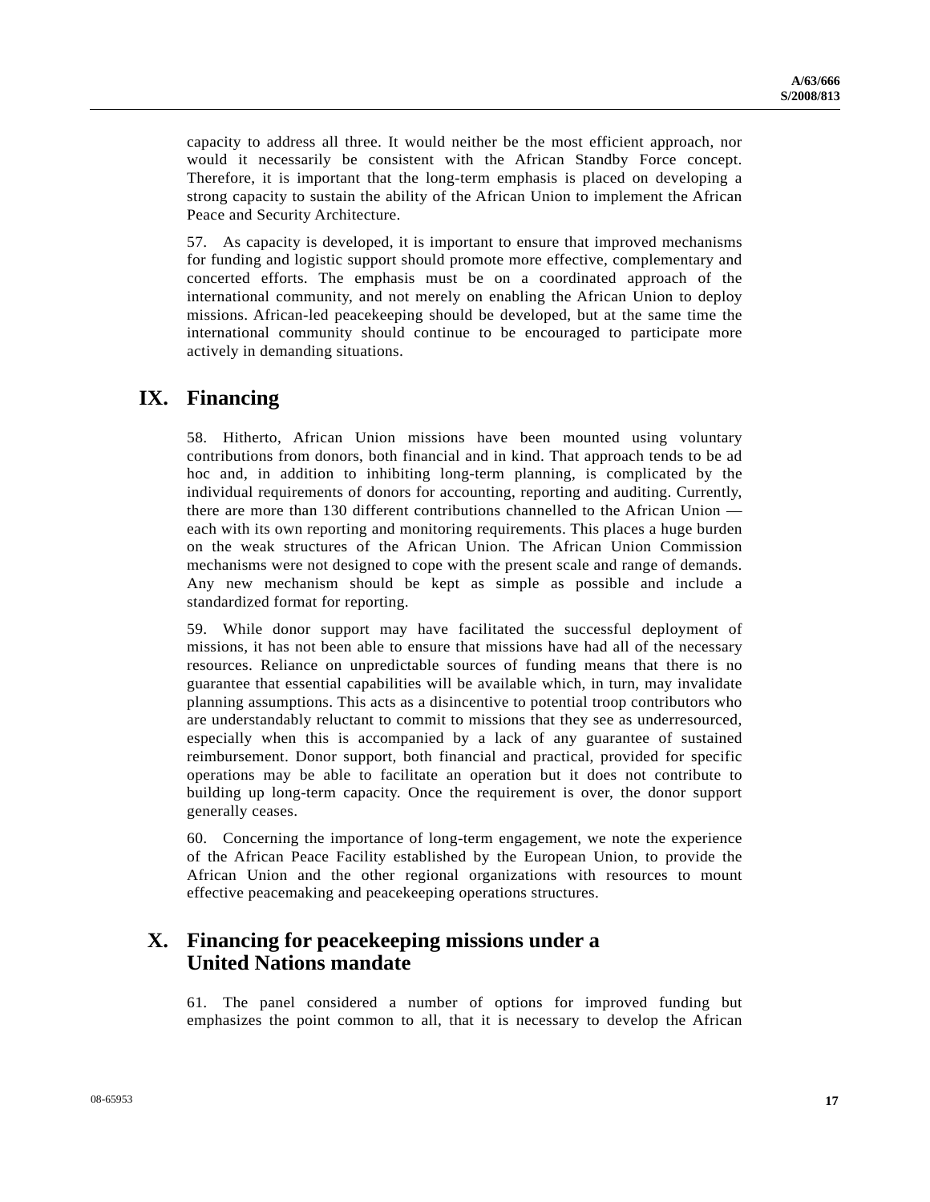capacity to address all three. It would neither be the most efficient approach, nor would it necessarily be consistent with the African Standby Force concept. Therefore, it is important that the long-term emphasis is placed on developing a strong capacity to sustain the ability of the African Union to implement the African Peace and Security Architecture.

57. As capacity is developed, it is important to ensure that improved mechanisms for funding and logistic support should promote more effective, complementary and concerted efforts. The emphasis must be on a coordinated approach of the international community, and not merely on enabling the African Union to deploy missions. African-led peacekeeping should be developed, but at the same time the international community should continue to be encouraged to participate more actively in demanding situations.

## IX. Financing

58. Hitherto, African Union missions have been mounted using voluntary contributions from donors, both financial and in kind. That approach tends to be ad hoc and, in addition to inhibiting long-term planning, is complicated by the individual requirements of donors for accounting, reporting and auditing. Currently, there are more than 130 different contributions channelled to the African Union — each with its own reporting and monitoring requirements. This places a huge burden on the weak structures of the African Union. The African Union Commission mechanisms were not designed to cope with the present scale and range of demands. Any new mechanism should be kept as simple as possible and include a standardized format for reporting.

59. While donor support may have facilitated the successful deployment of missions, it has not been able to ensure that missions have had all of the necessary resources. Reliance on unpredictable sources of funding means that there is no guarantee that essential capabilities will be available which, in turn, may invalidate planning assumptions. This acts as a disincentive to potential troop contributors who are understandably reluctant to commit to missions that they see as underresourced, especially when this is accompanied by a lack of any guarantee of sustained reimbursement. Donor support, both financial and practical, provided for specific operations may be able to facilitate an operation but it does not contribute to building up long-term capacity. Once the requirement is over, the donor support generally ceases.

60. Concerning the importance of long-term engagement, we note the experience of the African Peace Facility established by the European Union, to provide the African Union and the other regional organizations with resources to mount effective peacemaking and peacekeeping operations structures.

## X. Financing for peacekeeping missions under a United Nations mandate

61. The panel considered a number of options for improved funding but emphasizes the point common to all, that it is necessary to develop the African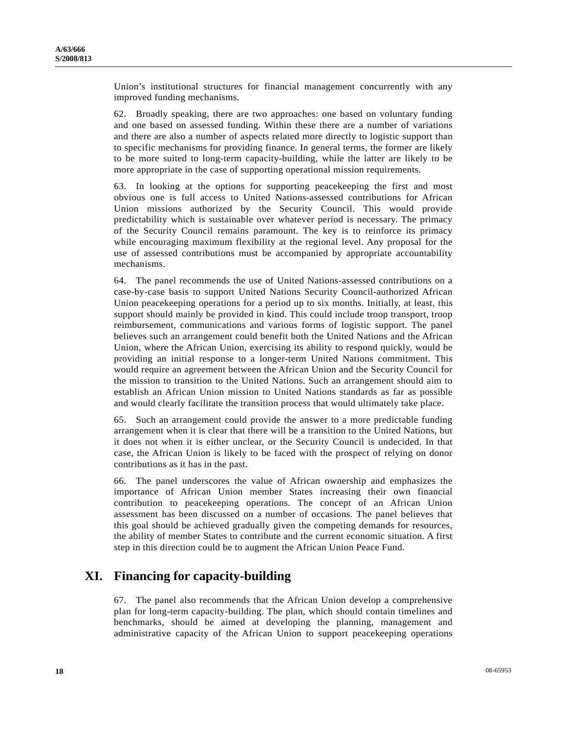Union's institutional structures for financial management concurrently with any improved funding mechanisms.

62. Broadly speaking, there are two approaches: one based on voluntary funding and one based on assessed funding. Within these there are a number of variations and there are also a number of aspects related more directly to logistic support than to specific mechanisms for providing finance. In general terms, the former are likely to be more suited to long-term capacity-building, while the latter are likely to be more appropriate in the case of supporting operational mission requirements.

63. In looking at the options for supporting peacekeeping the first and most obvious one is full access to United Nations-assessed contributions for African Union missions authorized by the Security Council. This would provide predictability which is sustainable over whatever period is necessary. The primacy of the Security Council remains paramount. The key is to reinforce its primacy while encouraging maximum flexibility at the regional level. Any proposal for the use of assessed contributions must be accompanied by appropriate accountability mechanisms.

64. The panel recommends the use of United Nations-assessed contributions on a case-by-case basis to support United Nations Security Council-authorized African Union peacekeeping operations for a period up to six months. Initially, at least, this support should mainly be provided in kind. This could include troop transport, troop reimbursement, communications and various forms of logistic support. The panel believes such an arrangement could benefit both the United Nations and the African Union, where the African Union, exercising its ability to respond quickly, would be providing an initial response to a longer-term United Nations commitment. This would require an agreement between the African Union and the Security Council for the mission to transition to the United Nations. Such an arrangement should aim to establish an African Union mission to United Nations standards as far as possible and would clearly facilitate the transition process that would ultimately take place.

65. Such an arrangement could provide the answer to a more predictable funding arrangement when it is clear that there will be a transition to the United Nations, but it does not when it is either unclear, or the Security Council is undecided. In that case, the African Union is likely to be faced with the prospect of relying on donor contributions as it has in the past.

66. The panel underscores the value of African ownership and emphasizes the importance of African Union member States increasing their own financial contribution to peacekeeping operations. The concept of an African Union assessment has been discussed on a number of occasions. The panel believes that this goal should be achieved gradually given the competing demands for resources, the ability of member States to contribute and the current economic situation. A first step in this direction could be to augment the African Union Peace Fund.

## XI. Financing for capacity-building

67. The panel also recommends that the African Union develop a comprehensive plan for long-term capacity-building. The plan, which should contain timelines and benchmarks, should be aimed at developing the planning, management and administrative capacity of the African Union to support peacekeeping operations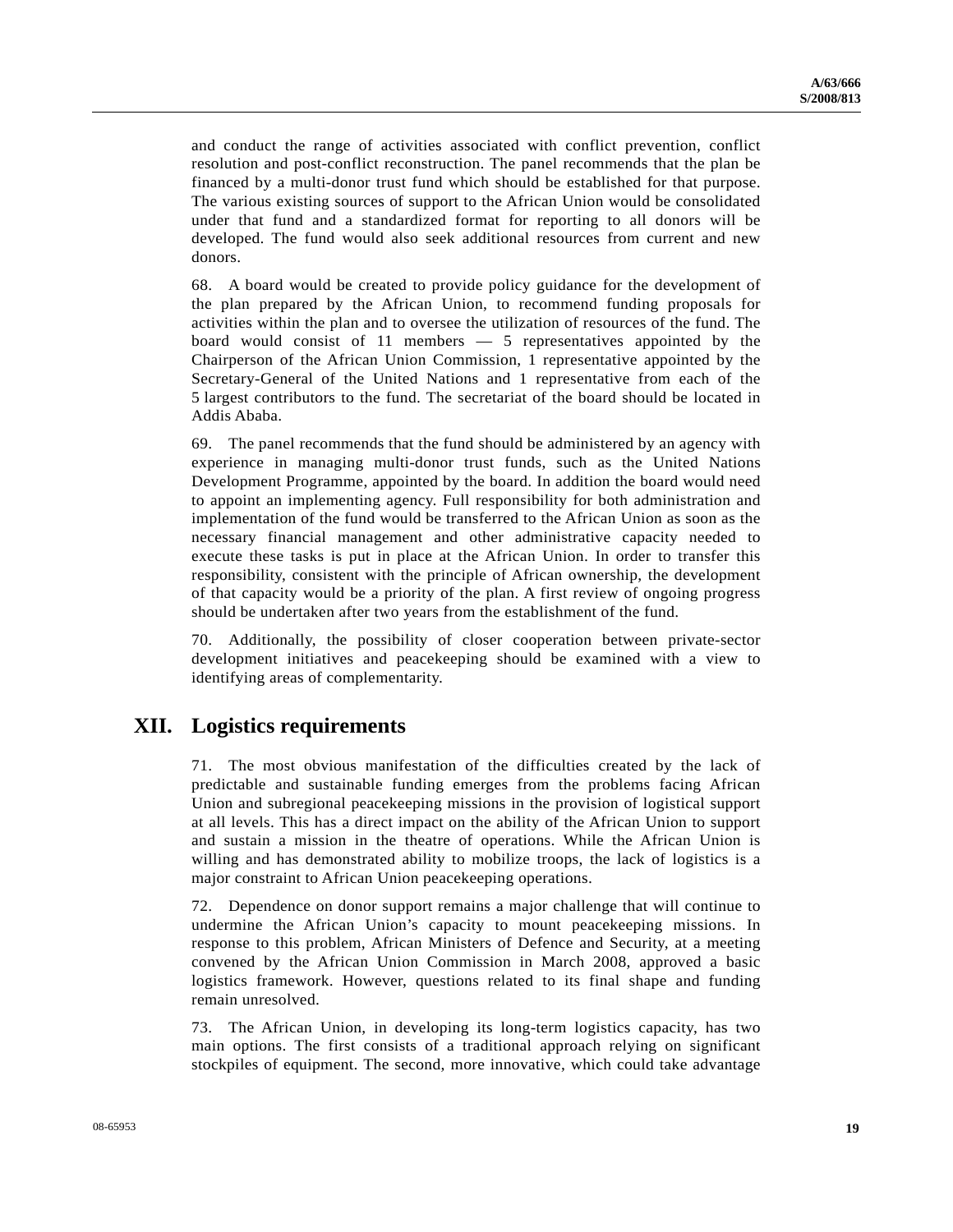and conduct the range of activities associated with conflict prevention, conflict resolution and post-conflict reconstruction. The panel recommends that the plan be financed by a multi-donor trust fund which should be established for that purpose. The various existing sources of support to the African Union would be consolidated under that fund and a standardized format for reporting to all donors will be developed. The fund would also seek additional resources from current and new donors.

68. A board would be created to provide policy guidance for the development of the plan prepared by the African Union, to recommend funding proposals for activities within the plan and to oversee the utilization of resources of the fund. The board would consist of 11 members — 5 representatives appointed by the Chairperson of the African Union Commission, 1 representative appointed by the Secretary-General of the United Nations and 1 representative from each of the 5 largest contributors to the fund. The secretariat of the board should be located in Addis Ababa.

69. The panel recommends that the fund should be administered by an agency with experience in managing multi-donor trust funds, such as the United Nations Development Programme, appointed by the board. In addition the board would need to appoint an implementing agency. Full responsibility for both administration and implementation of the fund would be transferred to the African Union as soon as the necessary financial management and other administrative capacity needed to execute these tasks is put in place at the African Union. In order to transfer this responsibility, consistent with the principle of African ownership, the development of that capacity would be a priority of the plan. A first review of ongoing progress should be undertaken after two years from the establishment of the fund.

70. Additionally, the possibility of closer cooperation between private-sector development initiatives and peacekeeping should be examined with a view to identifying areas of complementarity.

## XII. Logistics requirements

71. The most obvious manifestation of the difficulties created by the lack of predictable and sustainable funding emerges from the problems facing African Union and subregional peacekeeping missions in the provision of logistical support at all levels. This has a direct impact on the ability of the African Union to support and sustain a mission in the theatre of operations. While the African Union is willing and has demonstrated ability to mobilize troops, the lack of logistics is a major constraint to African Union peacekeeping operations.

72. Dependence on donor support remains a major challenge that will continue to undermine the African Union's capacity to mount peacekeeping missions. In response to this problem, African Ministers of Defence and Security, at a meeting convened by the African Union Commission in March 2008, approved a basic logistics framework. However, questions related to its final shape and funding remain unresolved.

73. The African Union, in developing its long-term logistics capacity, has two main options. The first consists of a traditional approach relying on significant stockpiles of equipment. The second, more innovative, which could take advantage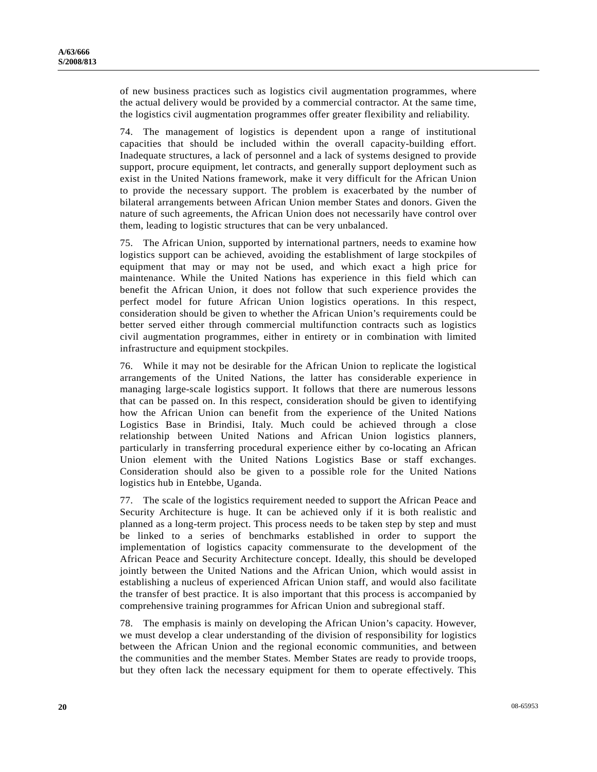of new business practices such as logistics civil augmentation programmes, where the actual delivery would be provided by a commercial contractor. At the same time, the logistics civil augmentation programmes offer greater flexibility and reliability.

74. The management of logistics is dependent upon a range of institutional capacities that should be included within the overall capacity-building effort. Inadequate structures, a lack of personnel and a lack of systems designed to provide support, procure equipment, let contracts, and generally support deployment such as exist in the United Nations framework, make it very difficult for the African Union to provide the necessary support. The problem is exacerbated by the number of bilateral arrangements between African Union member States and donors. Given the nature of such agreements, the African Union does not necessarily have control over them, leading to logistic structures that can be very unbalanced.

75. The African Union, supported by international partners, needs to examine how logistics support can be achieved, avoiding the establishment of large stockpiles of equipment that may or may not be used, and which exact a high price for maintenance. While the United Nations has experience in this field which can benefit the African Union, it does not follow that such experience provides the perfect model for future African Union logistics operations. In this respect, consideration should be given to whether the African Union's requirements could be better served either through commercial multifunction contracts such as logistics civil augmentation programmes, either in entirety or in combination with limited infrastructure and equipment stockpiles.

76. While it may not be desirable for the African Union to replicate the logistical arrangements of the United Nations, the latter has considerable experience in managing large-scale logistics support. It follows that there are numerous lessons that can be passed on. In this respect, consideration should be given to identifying how the African Union can benefit from the experience of the United Nations Logistics Base in Brindisi, Italy. Much could be achieved through a close relationship between United Nations and African Union logistics planners, particularly in transferring procedural experience either by co-locating an African Union element with the United Nations Logistics Base or staff exchanges. Consideration should also be given to a possible role for the United Nations logistics hub in Entebbe, Uganda.

77. The scale of the logistics requirement needed to support the African Peace and Security Architecture is huge. It can be achieved only if it is both realistic and planned as a long-term project. This process needs to be taken step by step and must be linked to a series of benchmarks established in order to support the implementation of logistics capacity commensurate to the development of the African Peace and Security Architecture concept. Ideally, this should be developed jointly between the United Nations and the African Union, which would assist in establishing a nucleus of experienced African Union staff, and would also facilitate the transfer of best practice. It is also important that this process is accompanied by comprehensive training programmes for African Union and subregional staff.

78. The emphasis is mainly on developing the African Union's capacity. However, we must develop a clear understanding of the division of responsibility for logistics between the African Union and the regional economic communities, and between the communities and the member States. Member States are ready to provide troops, but they often lack the necessary equipment for them to operate effectively. This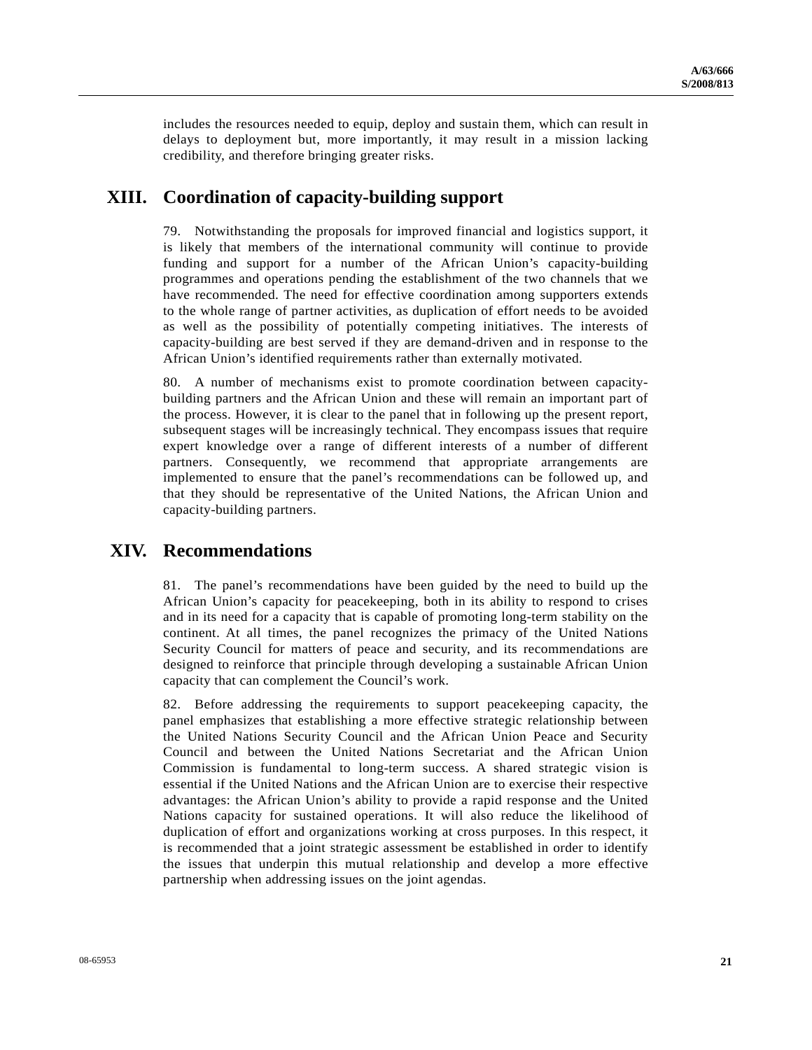includes the resources needed to equip, deploy and sustain them, which can result in delays to deployment but, more importantly, it may result in a mission lacking credibility, and therefore bringing greater risks.

## XIII. Coordination of capacity-building support

79. Notwithstanding the proposals for improved financial and logistics support, it is likely that members of the international community will continue to provide funding and support for a number of the African Union's capacity-building programmes and operations pending the establishment of the two channels that we have recommended. The need for effective coordination among supporters extends to the whole range of partner activities, as duplication of effort needs to be avoided as well as the possibility of potentially competing initiatives. The interests of capacity-building are best served if they are demand-driven and in response to the African Union's identified requirements rather than externally motivated.

80. A number of mechanisms exist to promote coordination between capacity-building partners and the African Union and these will remain an important part of the process. However, it is clear to the panel that in following up the present report, subsequent stages will be increasingly technical. They encompass issues that require expert knowledge over a range of different interests of a number of different partners. Consequently, we recommend that appropriate arrangements are implemented to ensure that the panel's recommendations can be followed up, and that they should be representative of the United Nations, the African Union and capacity-building partners.

## XIV. Recommendations

81. The panel's recommendations have been guided by the need to build up the African Union's capacity for peacekeeping, both in its ability to respond to crises and in its need for a capacity that is capable of promoting long-term stability on the continent. At all times, the panel recognizes the primacy of the United Nations Security Council for matters of peace and security, and its recommendations are designed to reinforce that principle through developing a sustainable African Union capacity that can complement the Council's work.

82. Before addressing the requirements to support peacekeeping capacity, the panel emphasizes that establishing a more effective strategic relationship between the United Nations Security Council and the African Union Peace and Security Council and between the United Nations Secretariat and the African Union Commission is fundamental to long-term success. A shared strategic vision is essential if the United Nations and the African Union are to exercise their respective advantages: the African Union's ability to provide a rapid response and the United Nations capacity for sustained operations. It will also reduce the likelihood of duplication of effort and organizations working at cross purposes. In this respect, it is recommended that a joint strategic assessment be established in order to identify the issues that underpin this mutual relationship and develop a more effective partnership when addressing issues on the joint agendas.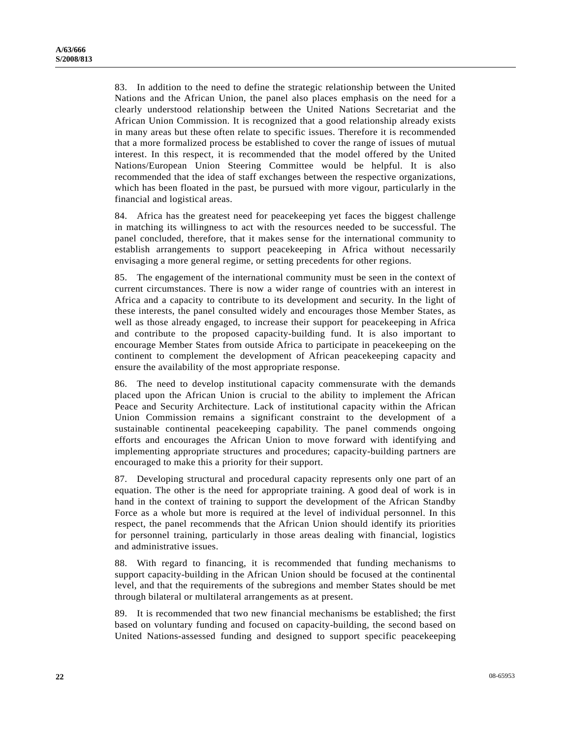83. In addition to the need to define the strategic relationship between the United Nations and the African Union, the panel also places emphasis on the need for a clearly understood relationship between the United Nations Secretariat and the African Union Commission. It is recognized that a good relationship already exists in many areas but these often relate to specific issues. Therefore it is recommended that a more formalized process be established to cover the range of issues of mutual interest. In this respect, it is recommended that the model offered by the United Nations/European Union Steering Committee would be helpful. It is also recommended that the idea of staff exchanges between the respective organizations, which has been floated in the past, be pursued with more vigour, particularly in the financial and logistical areas.

84. Africa has the greatest need for peacekeeping yet faces the biggest challenge in matching its willingness to act with the resources needed to be successful. The panel concluded, therefore, that it makes sense for the international community to establish arrangements to support peacekeeping in Africa without necessarily envisaging a more general regime, or setting precedents for other regions.

85. The engagement of the international community must be seen in the context of current circumstances. There is now a wider range of countries with an interest in Africa and a capacity to contribute to its development and security. In the light of these interests, the panel consulted widely and encourages those Member States, as well as those already engaged, to increase their support for peacekeeping in Africa and contribute to the proposed capacity-building fund. It is also important to encourage Member States from outside Africa to participate in peacekeeping on the continent to complement the development of African peacekeeping capacity and ensure the availability of the most appropriate response.

86. The need to develop institutional capacity commensurate with the demands placed upon the African Union is crucial to the ability to implement the African Peace and Security Architecture. Lack of institutional capacity within the African Union Commission remains a significant constraint to the development of a sustainable continental peacekeeping capability. The panel commends ongoing efforts and encourages the African Union to move forward with identifying and implementing appropriate structures and procedures; capacity-building partners are encouraged to make this a priority for their support.

87. Developing structural and procedural capacity represents only one part of an equation. The other is the need for appropriate training. A good deal of work is in hand in the context of training to support the development of the African Standby Force as a whole but more is required at the level of individual personnel. In this respect, the panel recommends that the African Union should identify its priorities for personnel training, particularly in those areas dealing with financial, logistics and administrative issues.

88. With regard to financing, it is recommended that funding mechanisms to support capacity-building in the African Union should be focused at the continental level, and that the requirements of the subregions and member States should be met through bilateral or multilateral arrangements as at present.

89. It is recommended that two new financial mechanisms be established; the first based on voluntary funding and focused on capacity-building, the second based on United Nations-assessed funding and designed to support specific peacekeeping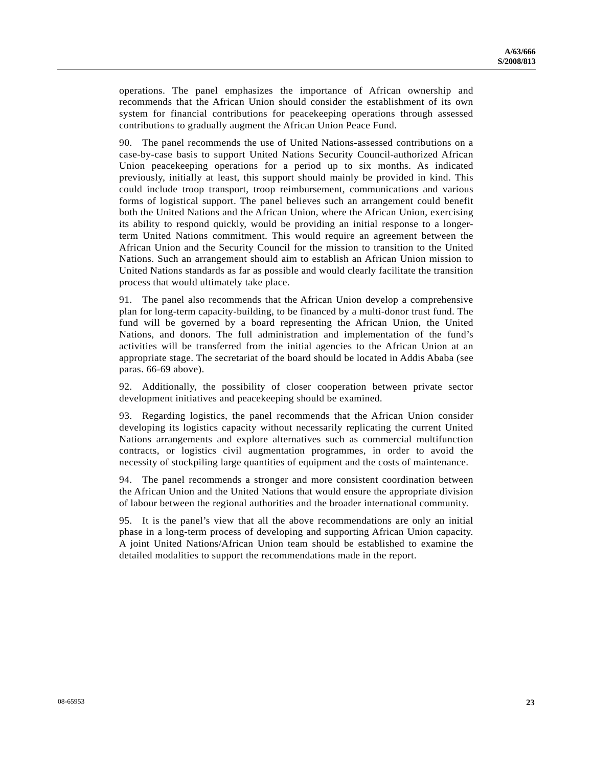operations. The panel emphasizes the importance of African ownership and recommends that the African Union should consider the establishment of its own system for financial contributions for peacekeeping operations through assessed contributions to gradually augment the African Union Peace Fund.

90. The panel recommends the use of United Nations-assessed contributions on a case-by-case basis to support United Nations Security Council-authorized African Union peacekeeping operations for a period up to six months. As indicated previously, initially at least, this support should mainly be provided in kind. This could include troop transport, troop reimbursement, communications and various forms of logistical support. The panel believes such an arrangement could benefit both the United Nations and the African Union, where the African Union, exercising its ability to respond quickly, would be providing an initial response to a longer-term United Nations commitment. This would require an agreement between the African Union and the Security Council for the mission to transition to the United Nations. Such an arrangement should aim to establish an African Union mission to United Nations standards as far as possible and would clearly facilitate the transition process that would ultimately take place.

91. The panel also recommends that the African Union develop a comprehensive plan for long-term capacity-building, to be financed by a multi-donor trust fund. The fund will be governed by a board representing the African Union, the United Nations, and donors. The full administration and implementation of the fund's activities will be transferred from the initial agencies to the African Union at an appropriate stage. The secretariat of the board should be located in Addis Ababa (see paras. 66-69 above).

92. Additionally, the possibility of closer cooperation between private sector development initiatives and peacekeeping should be examined.

93. Regarding logistics, the panel recommends that the African Union consider developing its logistics capacity without necessarily replicating the current United Nations arrangements and explore alternatives such as commercial multifunction contracts, or logistics civil augmentation programmes, in order to avoid the necessity of stockpiling large quantities of equipment and the costs of maintenance.

94. The panel recommends a stronger and more consistent coordination between the African Union and the United Nations that would ensure the appropriate division of labour between the regional authorities and the broader international community.

95. It is the panel's view that all the above recommendations are only an initial phase in a long-term process of developing and supporting African Union capacity. A joint United Nations/African Union team should be established to examine the detailed modalities to support the recommendations made in the report.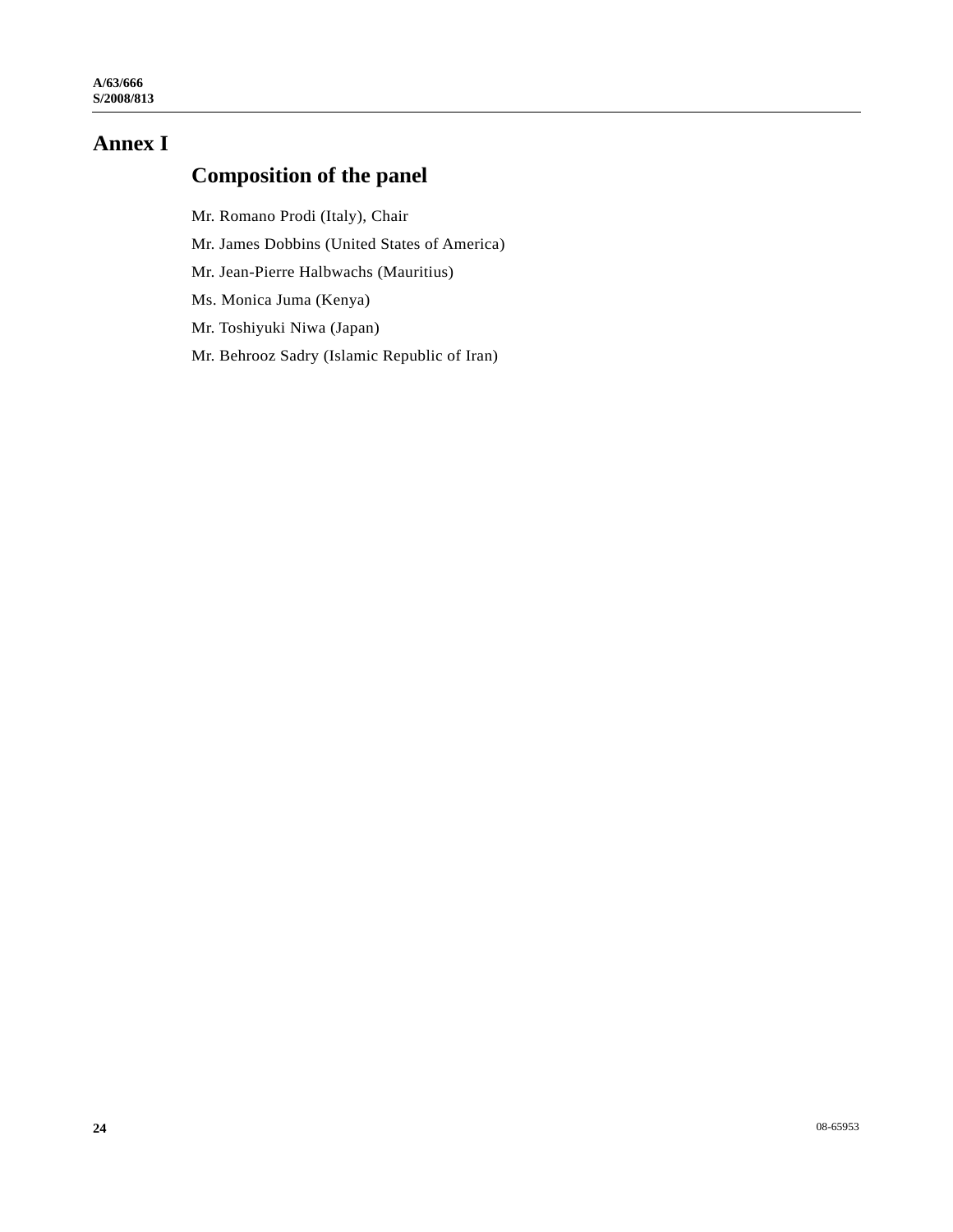# Annex I

## Composition of the panel

Mr. Romano Prodi (Italy), Chair

Mr. James Dobbins (United States of America)

Mr. Jean-Pierre Halbwachs (Mauritius)

Ms. Monica Juma (Kenya)

Mr. Toshiyuki Niwa (Japan)

Mr. Behrooz Sadry (Islamic Republic of Iran)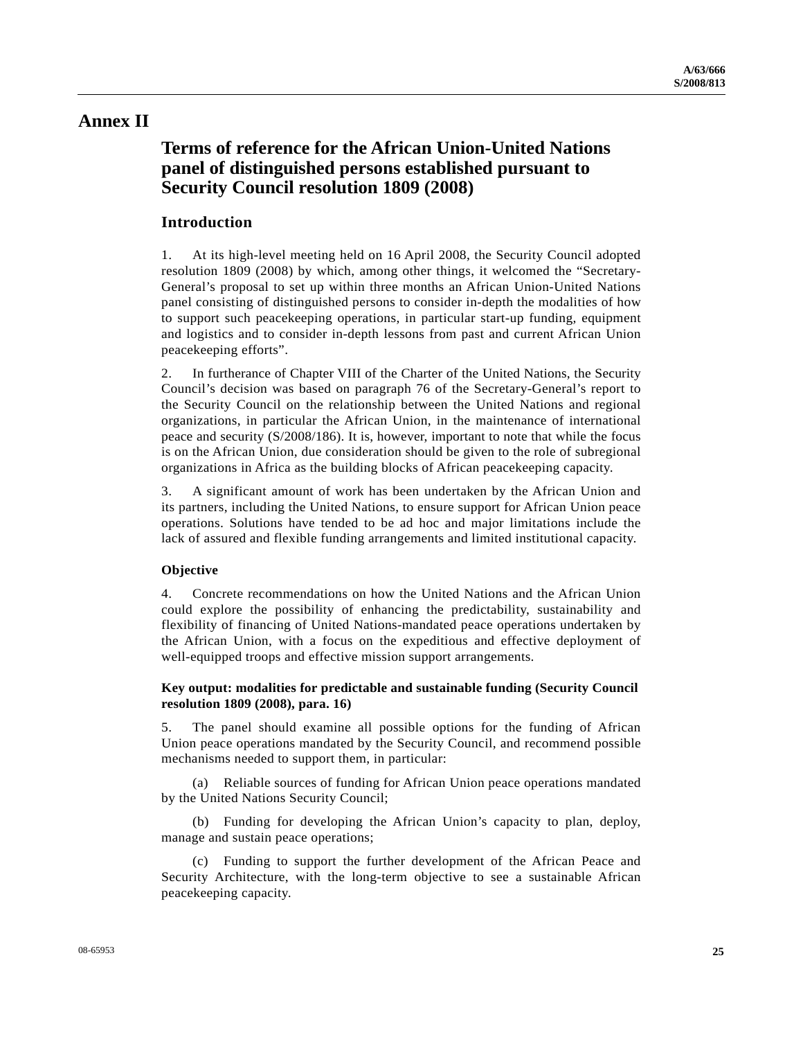# Annex II

## Terms of reference for the African Union-United Nations panel of distinguished persons established pursuant to Security Council resolution 1809 (2008)

### Introduction

1. At its high-level meeting held on 16 April 2008, the Security Council adopted resolution 1809 (2008) by which, among other things, it welcomed the "Secretary-General's proposal to set up within three months an African Union-United Nations panel consisting of distinguished persons to consider in-depth the modalities of how to support such peacekeeping operations, in particular start-up funding, equipment and logistics and to consider in-depth lessons from past and current African Union peacekeeping efforts".

2. In furtherance of Chapter VIII of the Charter of the United Nations, the Security Council's decision was based on paragraph 76 of the Secretary-General's report to the Security Council on the relationship between the United Nations and regional organizations, in particular the African Union, in the maintenance of international peace and security (S/2008/186). It is, however, important to note that while the focus is on the African Union, due consideration should be given to the role of subregional organizations in Africa as the building blocks of African peacekeeping capacity.

3. A significant amount of work has been undertaken by the African Union and its partners, including the United Nations, to ensure support for African Union peace operations. Solutions have tended to be ad hoc and major limitations include the lack of assured and flexible funding arrangements and limited institutional capacity.

#### Objective

4. Concrete recommendations on how the United Nations and the African Union could explore the possibility of enhancing the predictability, sustainability and flexibility of financing of United Nations-mandated peace operations undertaken by the African Union, with a focus on the expeditious and effective deployment of well-equipped troops and effective mission support arrangements.

#### Key output: modalities for predictable and sustainable funding (Security Council resolution 1809 (2008), para. 16)

5. The panel should examine all possible options for the funding of African Union peace operations mandated by the Security Council, and recommend possible mechanisms needed to support them, in particular:

(a) Reliable sources of funding for African Union peace operations mandated by the United Nations Security Council;

(b) Funding for developing the African Union's capacity to plan, deploy, manage and sustain peace operations;

(c) Funding to support the further development of the African Peace and Security Architecture, with the long-term objective to see a sustainable African peacekeeping capacity.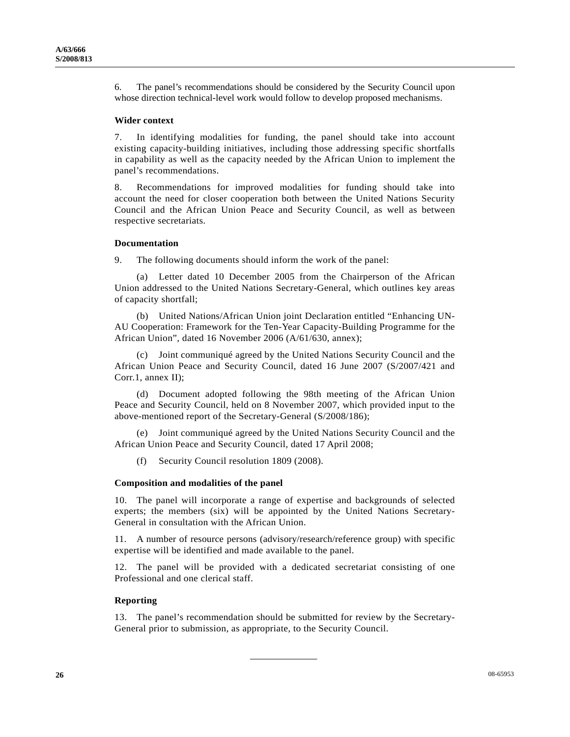6. The panel's recommendations should be considered by the Security Council upon whose direction technical-level work would follow to develop proposed mechanisms.

**Wider context**

7. In identifying modalities for funding, the panel should take into account existing capacity-building initiatives, including those addressing specific shortfalls in capability as well as the capacity needed by the African Union to implement the panel's recommendations.

8. Recommendations for improved modalities for funding should take into account the need for closer cooperation both between the United Nations Security Council and the African Union Peace and Security Council, as well as between respective secretariats.

**Documentation**

9. The following documents should inform the work of the panel:

(a) Letter dated 10 December 2005 from the Chairperson of the African Union addressed to the United Nations Secretary-General, which outlines key areas of capacity shortfall;

(b) United Nations/African Union joint Declaration entitled "Enhancing UN-AU Cooperation: Framework for the Ten-Year Capacity-Building Programme for the African Union", dated 16 November 2006 (A/61/630, annex);

(c) Joint communiqué agreed by the United Nations Security Council and the African Union Peace and Security Council, dated 16 June 2007 (S/2007/421 and Corr.1, annex II);

(d) Document adopted following the 98th meeting of the African Union Peace and Security Council, held on 8 November 2007, which provided input to the above-mentioned report of the Secretary-General (S/2008/186);

(e) Joint communiqué agreed by the United Nations Security Council and the African Union Peace and Security Council, dated 17 April 2008;

(f) Security Council resolution 1809 (2008).

**Composition and modalities of the panel**

10. The panel will incorporate a range of expertise and backgrounds of selected experts; the members (six) will be appointed by the United Nations Secretary-General in consultation with the African Union.

11. A number of resource persons (advisory/research/reference group) with specific expertise will be identified and made available to the panel.

12. The panel will be provided with a dedicated secretariat consisting of one Professional and one clerical staff.

**Reporting**

13. The panel's recommendation should be submitted for review by the Secretary-General prior to submission, as appropriate, to the Security Council.